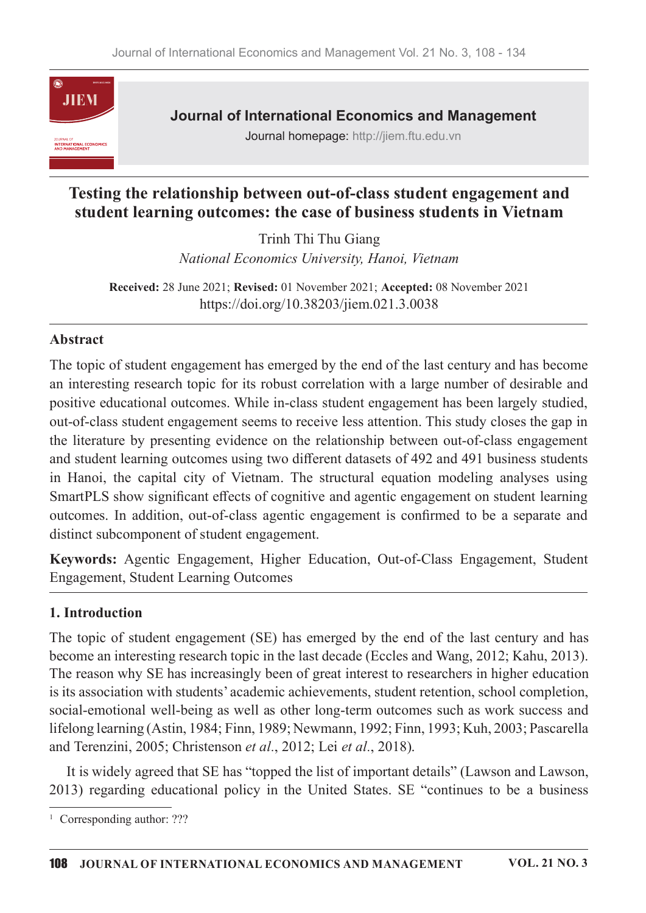# Testing the relationship between out-of-class student engagement and student learning outcomes: the case of business students in Vietnam

Trinh Thi Thu Giang

*National Economics University, Hanoi, Vietnam*

**Received:** 28 June 2021; **Revised:** 01 November 2021; **Accepted:** 08 November 2021
https://doi.org/10.38203/jiem.021.3.0038

## Abstract

The topic of student engagement has emerged by the end of the last century and has become an interesting research topic for its robust correlation with a large number of desirable and positive educational outcomes. While in-class student engagement has been largely studied, out-of-class student engagement seems to receive less attention. This study closes the gap in the literature by presenting evidence on the relationship between out-of-class engagement and student learning outcomes using two different datasets of 492 and 491 business students in Hanoi, the capital city of Vietnam. The structural equation modeling analyses using SmartPLS show significant effects of cognitive and agentic engagement on student learning outcomes. In addition, out-of-class agentic engagement is confirmed to be a separate and distinct subcomponent of student engagement.

**Keywords:** Agentic Engagement, Higher Education, Out-of-Class Engagement, Student Engagement, Student Learning Outcomes

## 1. Introduction

The topic of student engagement (SE) has emerged by the end of the last century and has become an interesting research topic in the last decade (Eccles and Wang, 2012; Kahu, 2013). The reason why SE has increasingly been of great interest to researchers in higher education is its association with students' academic achievements, student retention, school completion, social-emotional well-being as well as other long-term outcomes such as work success and lifelong learning (Astin, 1984; Finn, 1989; Newmann, 1992; Finn, 1993; Kuh, 2003; Pascarella and Terenzini, 2005; Christenson *et al.*, 2012; Lei *et al.*, 2018).

It is widely agreed that SE has "topped the list of important details" (Lawson and Lawson, 2013) regarding educational policy in the United States. SE "continues to be a business

[1] Corresponding author: ???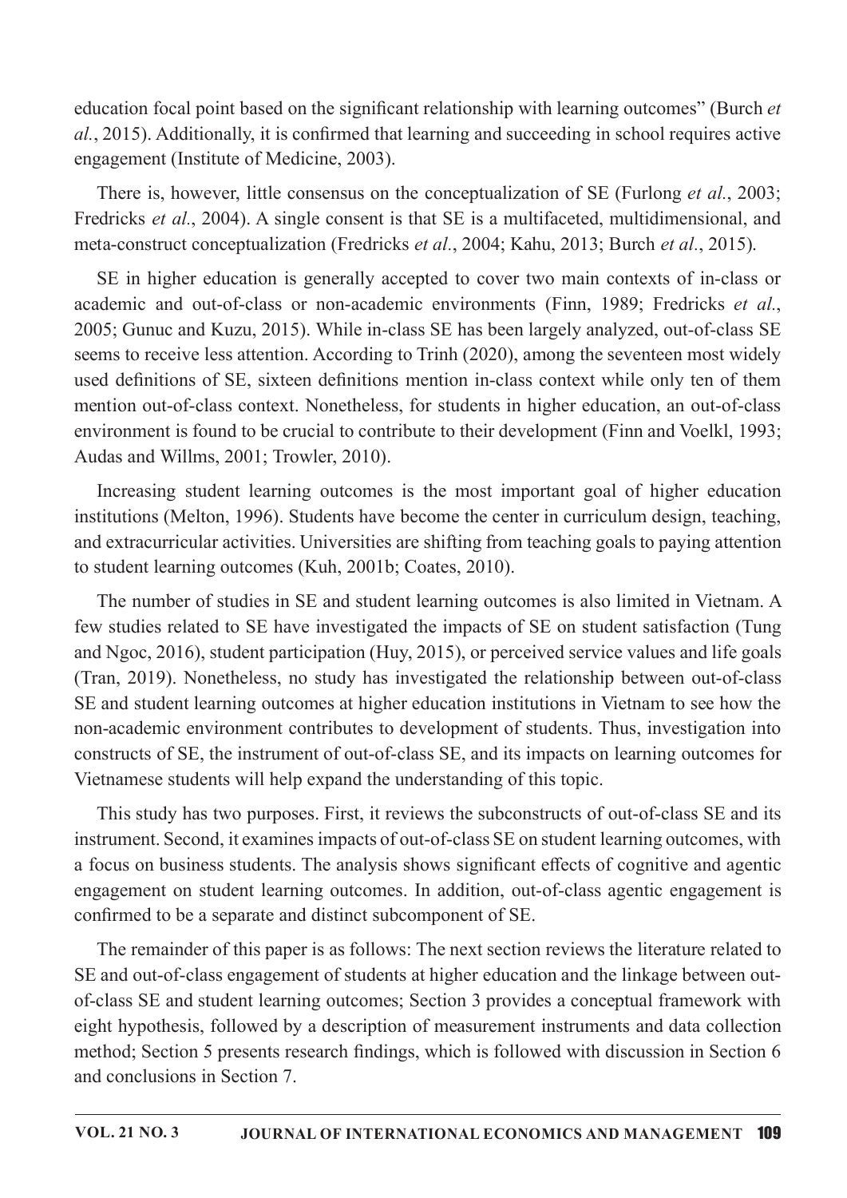education focal point based on the significant relationship with learning outcomes" (Burch *et al.*, 2015). Additionally, it is confirmed that learning and succeeding in school requires active engagement (Institute of Medicine, 2003).

There is, however, little consensus on the conceptualization of SE (Furlong *et al.*, 2003; Fredricks *et al.*, 2004). A single consent is that SE is a multifaceted, multidimensional, and meta-construct conceptualization (Fredricks *et al.*, 2004; Kahu, 2013; Burch *et al.*, 2015).

SE in higher education is generally accepted to cover two main contexts of in-class or academic and out-of-class or non-academic environments (Finn, 1989; Fredricks *et al.*, 2005; Gunuc and Kuzu, 2015). While in-class SE has been largely analyzed, out-of-class SE seems to receive less attention. According to Trinh (2020), among the seventeen most widely used definitions of SE, sixteen definitions mention in-class context while only ten of them mention out-of-class context. Nonetheless, for students in higher education, an out-of-class environment is found to be crucial to contribute to their development (Finn and Voelkl, 1993; Audas and Willms, 2001; Trowler, 2010).

Increasing student learning outcomes is the most important goal of higher education institutions (Melton, 1996). Students have become the center in curriculum design, teaching, and extracurricular activities. Universities are shifting from teaching goals to paying attention to student learning outcomes (Kuh, 2001b; Coates, 2010).

The number of studies in SE and student learning outcomes is also limited in Vietnam. A few studies related to SE have investigated the impacts of SE on student satisfaction (Tung and Ngoc, 2016), student participation (Huy, 2015), or perceived service values and life goals (Tran, 2019). Nonetheless, no study has investigated the relationship between out-of-class SE and student learning outcomes at higher education institutions in Vietnam to see how the non-academic environment contributes to development of students. Thus, investigation into constructs of SE, the instrument of out-of-class SE, and its impacts on learning outcomes for Vietnamese students will help expand the understanding of this topic.

This study has two purposes. First, it reviews the subconstructs of out-of-class SE and its instrument. Second, it examines impacts of out-of-class SE on student learning outcomes, with a focus on business students. The analysis shows significant effects of cognitive and agentic engagement on student learning outcomes. In addition, out-of-class agentic engagement is confirmed to be a separate and distinct subcomponent of SE.

The remainder of this paper is as follows: The next section reviews the literature related to SE and out-of-class engagement of students at higher education and the linkage between out-of-class SE and student learning outcomes; Section 3 provides a conceptual framework with eight hypothesis, followed by a description of measurement instruments and data collection method; Section 5 presents research findings, which is followed with discussion in Section 6 and conclusions in Section 7.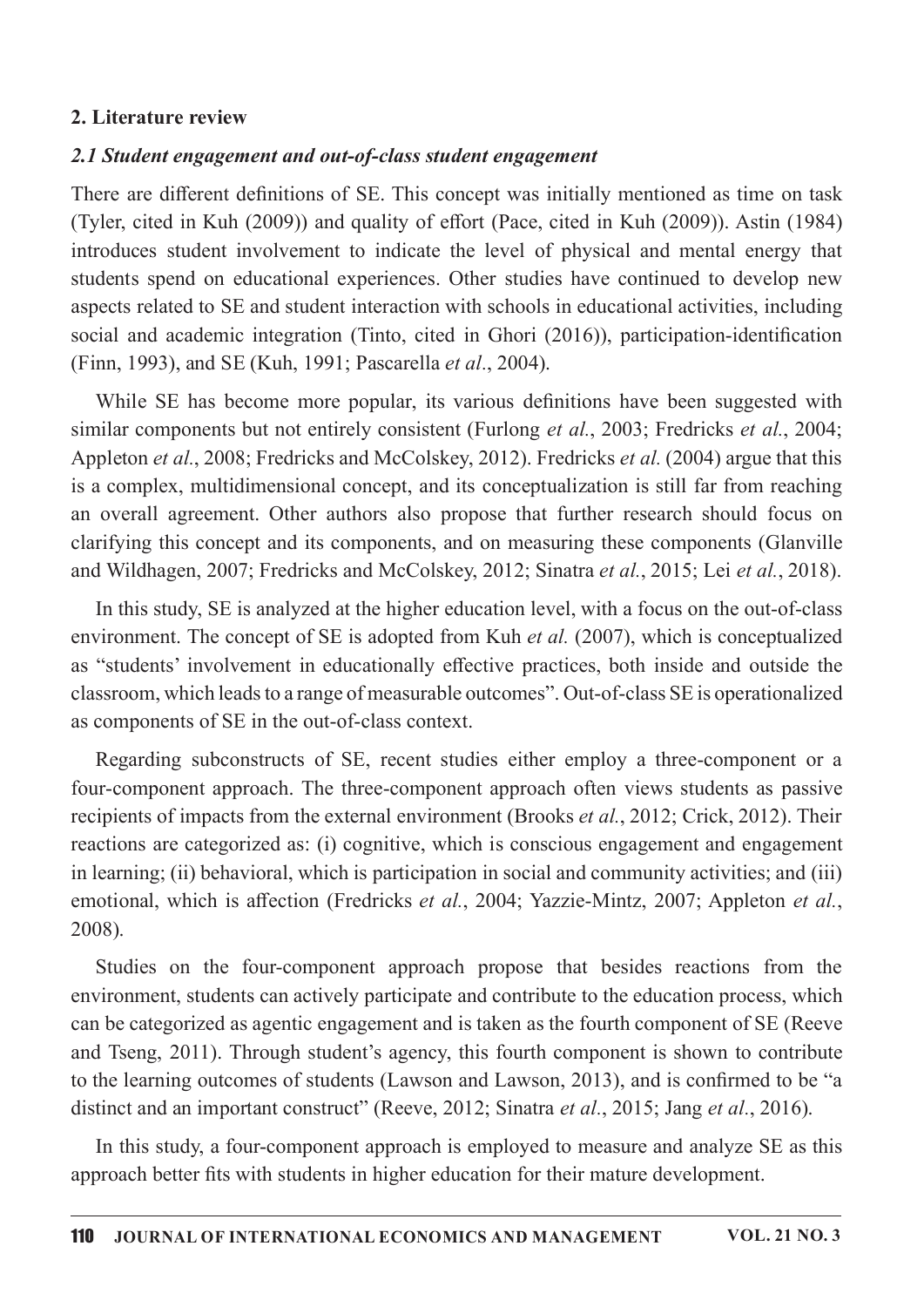## 2. Literature review

### *2.1 Student engagement and out-of-class student engagement*

There are different definitions of SE. This concept was initially mentioned as time on task (Tyler, cited in Kuh (2009)) and quality of effort (Pace, cited in Kuh (2009)). Astin (1984) introduces student involvement to indicate the level of physical and mental energy that students spend on educational experiences. Other studies have continued to develop new aspects related to SE and student interaction with schools in educational activities, including social and academic integration (Tinto, cited in Ghori (2016)), participation-identification (Finn, 1993), and SE (Kuh, 1991; Pascarella *et al*., 2004).

While SE has become more popular, its various definitions have been suggested with similar components but not entirely consistent (Furlong *et al.*, 2003; Fredricks *et al.*, 2004; Appleton *et al*., 2008; Fredricks and McColskey, 2012). Fredricks *et al.* (2004) argue that this is a complex, multidimensional concept, and its conceptualization is still far from reaching an overall agreement. Other authors also propose that further research should focus on clarifying this concept and its components, and on measuring these components (Glanville and Wildhagen, 2007; Fredricks and McColskey, 2012; Sinatra *et al.*, 2015; Lei *et al.*, 2018).

In this study, SE is analyzed at the higher education level, with a focus on the out-of-class environment. The concept of SE is adopted from Kuh *et al.* (2007), which is conceptualized as "students' involvement in educationally effective practices, both inside and outside the classroom, which leads to a range of measurable outcomes". Out-of-class SE is operationalized as components of SE in the out-of-class context.

Regarding subconstructs of SE, recent studies either employ a three-component or a four-component approach. The three-component approach often views students as passive recipients of impacts from the external environment (Brooks *et al.*, 2012; Crick, 2012). Their reactions are categorized as: (i) cognitive, which is conscious engagement and engagement in learning; (ii) behavioral, which is participation in social and community activities; and (iii) emotional, which is affection (Fredricks *et al.*, 2004; Yazzie-Mintz, 2007; Appleton *et al.*, 2008).

Studies on the four-component approach propose that besides reactions from the environment, students can actively participate and contribute to the education process, which can be categorized as agentic engagement and is taken as the fourth component of SE (Reeve and Tseng, 2011). Through student's agency, this fourth component is shown to contribute to the learning outcomes of students (Lawson and Lawson, 2013), and is confirmed to be "a distinct and an important construct" (Reeve, 2012; Sinatra *et al.*, 2015; Jang *et al.*, 2016).

In this study, a four-component approach is employed to measure and analyze SE as this approach better fits with students in higher education for their mature development.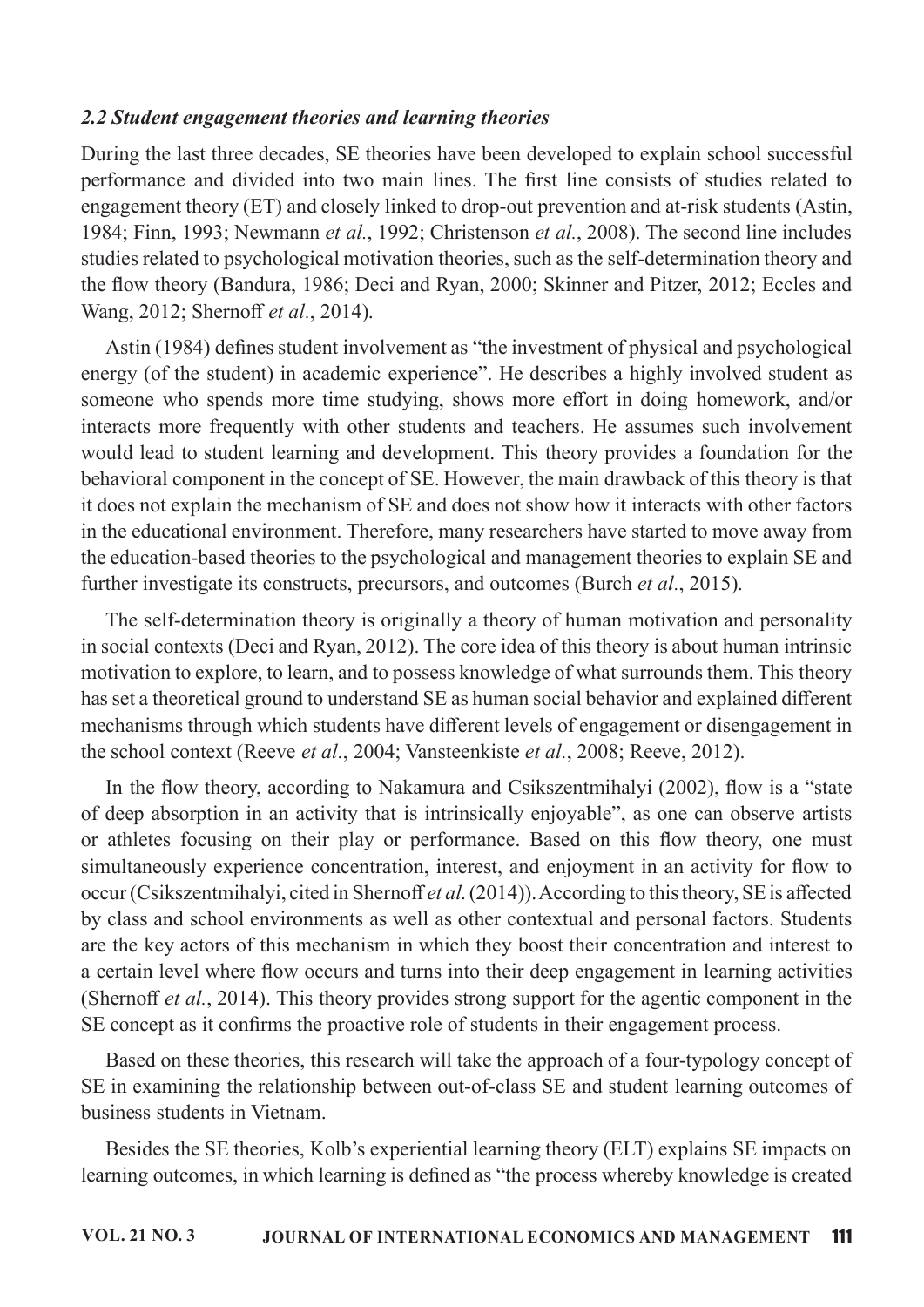### *2.2 Student engagement theories and learning theories*

During the last three decades, SE theories have been developed to explain school successful performance and divided into two main lines. The first line consists of studies related to engagement theory (ET) and closely linked to drop-out prevention and at-risk students (Astin, 1984; Finn, 1993; Newmann *et al.*, 1992; Christenson *et al.*, 2008). The second line includes studies related to psychological motivation theories, such as the self-determination theory and the flow theory (Bandura, 1986; Deci and Ryan, 2000; Skinner and Pitzer, 2012; Eccles and Wang, 2012; Shernoff *et al.*, 2014).

Astin (1984) defines student involvement as "the investment of physical and psychological energy (of the student) in academic experience". He describes a highly involved student as someone who spends more time studying, shows more effort in doing homework, and/or interacts more frequently with other students and teachers. He assumes such involvement would lead to student learning and development. This theory provides a foundation for the behavioral component in the concept of SE. However, the main drawback of this theory is that it does not explain the mechanism of SE and does not show how it interacts with other factors in the educational environment. Therefore, many researchers have started to move away from the education-based theories to the psychological and management theories to explain SE and further investigate its constructs, precursors, and outcomes (Burch *et al.*, 2015).

The self-determination theory is originally a theory of human motivation and personality in social contexts (Deci and Ryan, 2012). The core idea of this theory is about human intrinsic motivation to explore, to learn, and to possess knowledge of what surrounds them. This theory has set a theoretical ground to understand SE as human social behavior and explained different mechanisms through which students have different levels of engagement or disengagement in the school context (Reeve *et al.*, 2004; Vansteenkiste *et al.*, 2008; Reeve, 2012).

In the flow theory, according to Nakamura and Csikszentmihalyi (2002), flow is a "state of deep absorption in an activity that is intrinsically enjoyable", as one can observe artists or athletes focusing on their play or performance. Based on this flow theory, one must simultaneously experience concentration, interest, and enjoyment in an activity for flow to occur (Csikszentmihalyi, cited in Shernoff *et al.* (2014)). According to this theory, SE is affected by class and school environments as well as other contextual and personal factors. Students are the key actors of this mechanism in which they boost their concentration and interest to a certain level where flow occurs and turns into their deep engagement in learning activities (Shernoff *et al.*, 2014). This theory provides strong support for the agentic component in the SE concept as it confirms the proactive role of students in their engagement process.

Based on these theories, this research will take the approach of a four-typology concept of SE in examining the relationship between out-of-class SE and student learning outcomes of business students in Vietnam.

Besides the SE theories, Kolb's experiential learning theory (ELT) explains SE impacts on learning outcomes, in which learning is defined as "the process whereby knowledge is created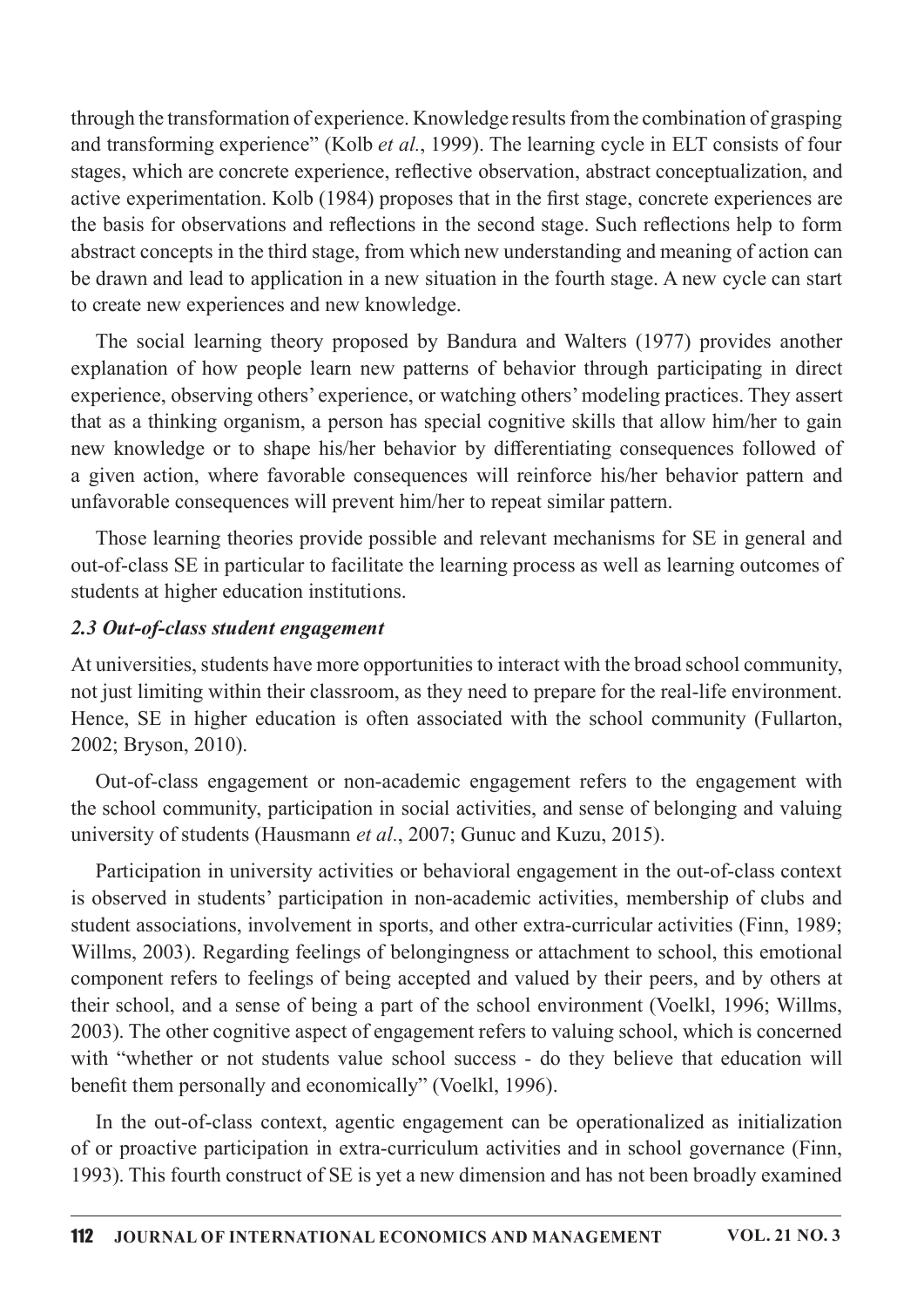through the transformation of experience. Knowledge results from the combination of grasping and transforming experience" (Kolb *et al.*, 1999). The learning cycle in ELT consists of four stages, which are concrete experience, reflective observation, abstract conceptualization, and active experimentation. Kolb (1984) proposes that in the first stage, concrete experiences are the basis for observations and reflections in the second stage. Such reflections help to form abstract concepts in the third stage, from which new understanding and meaning of action can be drawn and lead to application in a new situation in the fourth stage. A new cycle can start to create new experiences and new knowledge.

The social learning theory proposed by Bandura and Walters (1977) provides another explanation of how people learn new patterns of behavior through participating in direct experience, observing others' experience, or watching others' modeling practices. They assert that as a thinking organism, a person has special cognitive skills that allow him/her to gain new knowledge or to shape his/her behavior by differentiating consequences followed of a given action, where favorable consequences will reinforce his/her behavior pattern and unfavorable consequences will prevent him/her to repeat similar pattern.

Those learning theories provide possible and relevant mechanisms for SE in general and out-of-class SE in particular to facilitate the learning process as well as learning outcomes of students at higher education institutions.

### *2.3 Out-of-class student engagement*

At universities, students have more opportunities to interact with the broad school community, not just limiting within their classroom, as they need to prepare for the real-life environment. Hence, SE in higher education is often associated with the school community (Fullarton, 2002; Bryson, 2010).

Out-of-class engagement or non-academic engagement refers to the engagement with the school community, participation in social activities, and sense of belonging and valuing university of students (Hausmann *et al*., 2007; Gunuc and Kuzu, 2015).

Participation in university activities or behavioral engagement in the out-of-class context is observed in students' participation in non-academic activities, membership of clubs and student associations, involvement in sports, and other extra-curricular activities (Finn, 1989; Willms, 2003). Regarding feelings of belongingness or attachment to school, this emotional component refers to feelings of being accepted and valued by their peers, and by others at their school, and a sense of being a part of the school environment (Voelkl, 1996; Willms, 2003). The other cognitive aspect of engagement refers to valuing school, which is concerned with "whether or not students value school success - do they believe that education will benefit them personally and economically" (Voelkl, 1996).

In the out-of-class context, agentic engagement can be operationalized as initialization of or proactive participation in extra-curriculum activities and in school governance (Finn, 1993). This fourth construct of SE is yet a new dimension and has not been broadly examined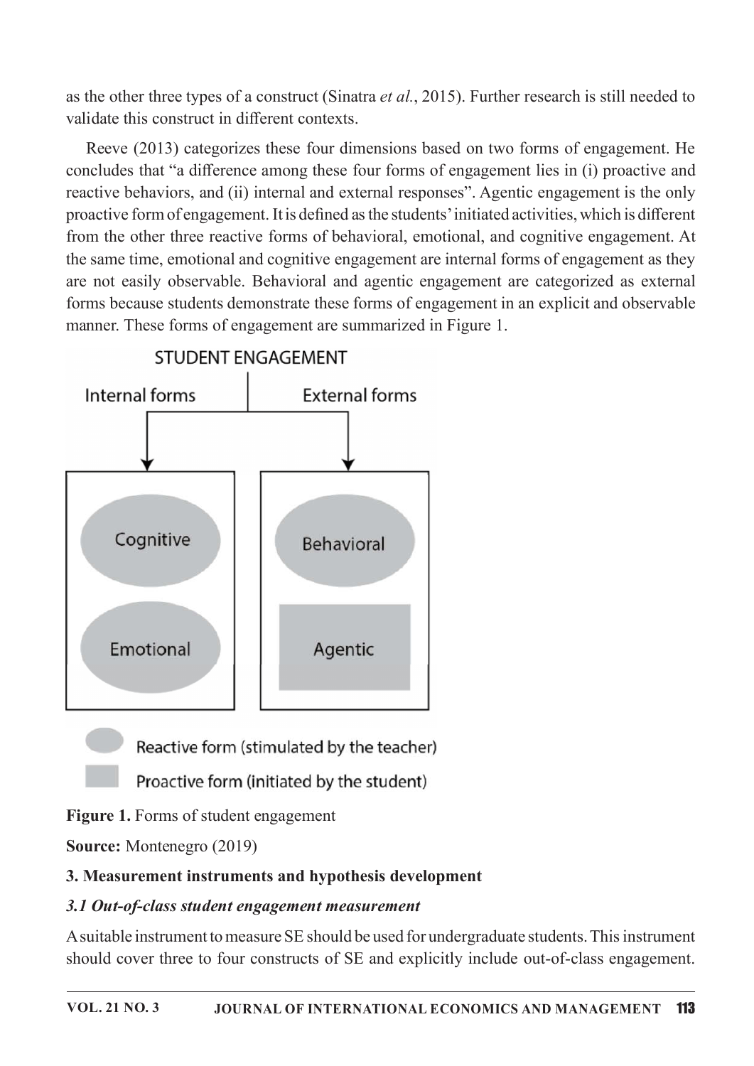as the other three types of a construct (Sinatra *et al.*, 2015). Further research is still needed to validate this construct in different contexts.

Reeve (2013) categorizes these four dimensions based on two forms of engagement. He concludes that "a difference among these four forms of engagement lies in (i) proactive and reactive behaviors, and (ii) internal and external responses". Agentic engagement is the only proactive form of engagement. It is defined as the students' initiated activities, which is different from the other three reactive forms of behavioral, emotional, and cognitive engagement. At the same time, emotional and cognitive engagement are internal forms of engagement as they are not easily observable. Behavioral and agentic engagement are categorized as external forms because students demonstrate these forms of engagement in an explicit and observable manner. These forms of engagement are summarized in Figure 1.

STUDENT ENGAGEMENT

Internal forms | External forms

Cognitive | Behavioral

Emotional | Agentic

Reactive form (stimulated by the teacher)

Proactive form (initiated by the student)

**Figure 1.** Forms of student engagement

**Source:** Montenegro (2019)

## 3. Measurement instruments and hypothesis development

### *3.1 Out-of-class student engagement measurement*

A suitable instrument to measure SE should be used for undergraduate students. This instrument should cover three to four constructs of SE and explicitly include out-of-class engagement.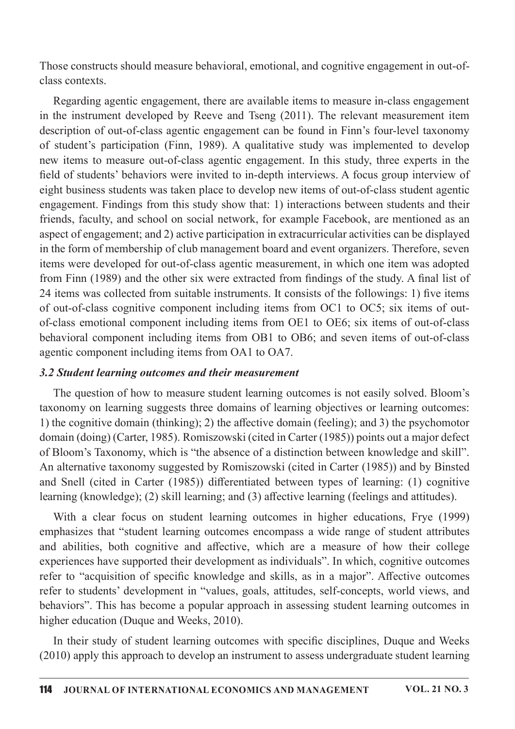Those constructs should measure behavioral, emotional, and cognitive engagement in out-of-class contexts.

Regarding agentic engagement, there are available items to measure in-class engagement in the instrument developed by Reeve and Tseng (2011). The relevant measurement item description of out-of-class agentic engagement can be found in Finn's four-level taxonomy of student's participation (Finn, 1989). A qualitative study was implemented to develop new items to measure out-of-class agentic engagement. In this study, three experts in the field of students' behaviors were invited to in-depth interviews. A focus group interview of eight business students was taken place to develop new items of out-of-class student agentic engagement. Findings from this study show that: 1) interactions between students and their friends, faculty, and school on social network, for example Facebook, are mentioned as an aspect of engagement; and 2) active participation in extracurricular activities can be displayed in the form of membership of club management board and event organizers. Therefore, seven items were developed for out-of-class agentic measurement, in which one item was adopted from Finn (1989) and the other six were extracted from findings of the study. A final list of 24 items was collected from suitable instruments. It consists of the followings: 1) five items of out-of-class cognitive component including items from OC1 to OC5; six items of out-of-class emotional component including items from OE1 to OE6; six items of out-of-class behavioral component including items from OB1 to OB6; and seven items of out-of-class agentic component including items from OA1 to OA7.

### *3.2 Student learning outcomes and their measurement*

The question of how to measure student learning outcomes is not easily solved. Bloom's taxonomy on learning suggests three domains of learning objectives or learning outcomes: 1) the cognitive domain (thinking); 2) the affective domain (feeling); and 3) the psychomotor domain (doing) (Carter, 1985). Romiszowski (cited in Carter (1985)) points out a major defect of Bloom's Taxonomy, which is "the absence of a distinction between knowledge and skill". An alternative taxonomy suggested by Romiszowski (cited in Carter (1985)) and by Binsted and Snell (cited in Carter (1985)) differentiated between types of learning: (1) cognitive learning (knowledge); (2) skill learning; and (3) affective learning (feelings and attitudes).

With a clear focus on student learning outcomes in higher educations, Frye (1999) emphasizes that "student learning outcomes encompass a wide range of student attributes and abilities, both cognitive and affective, which are a measure of how their college experiences have supported their development as individuals". In which, cognitive outcomes refer to "acquisition of specific knowledge and skills, as in a major". Affective outcomes refer to students' development in "values, goals, attitudes, self-concepts, world views, and behaviors". This has become a popular approach in assessing student learning outcomes in higher education (Duque and Weeks, 2010).

In their study of student learning outcomes with specific disciplines, Duque and Weeks (2010) apply this approach to develop an instrument to assess undergraduate student learning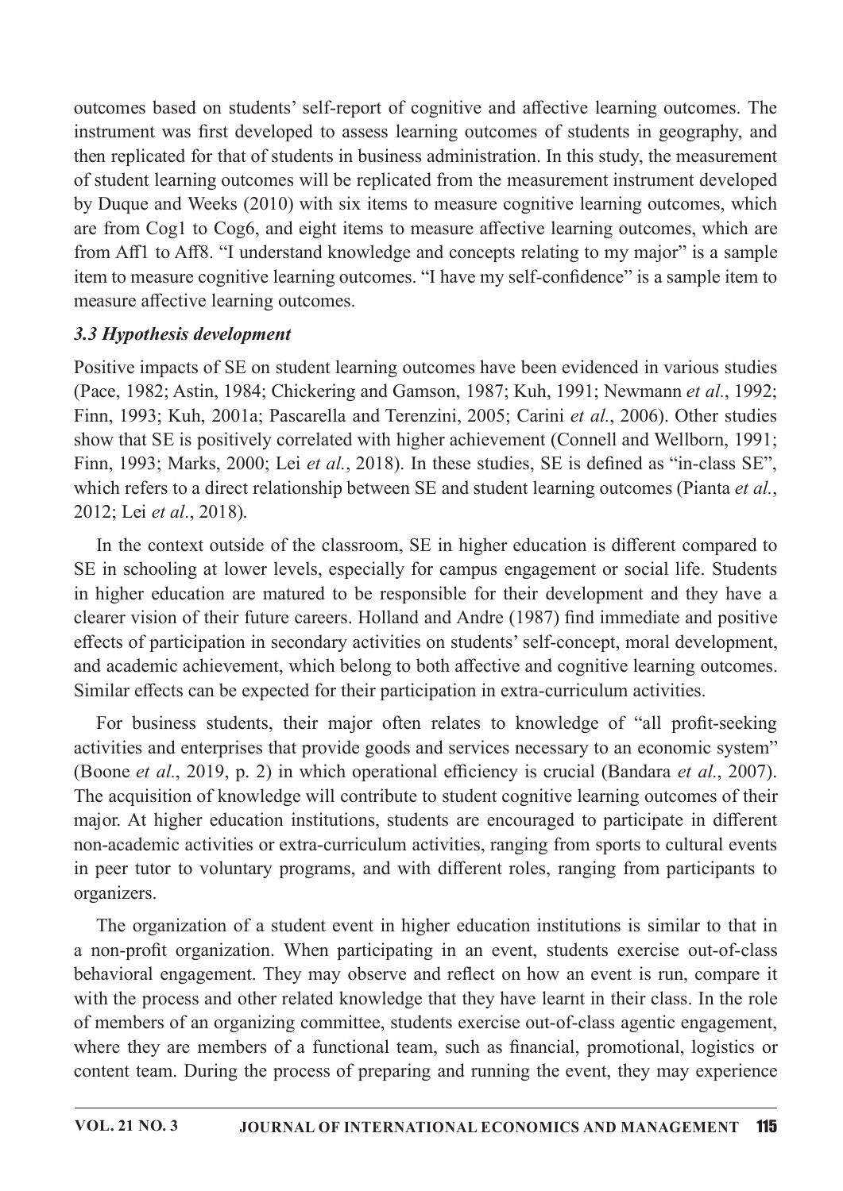outcomes based on students' self-report of cognitive and affective learning outcomes. The instrument was first developed to assess learning outcomes of students in geography, and then replicated for that of students in business administration. In this study, the measurement of student learning outcomes will be replicated from the measurement instrument developed by Duque and Weeks (2010) with six items to measure cognitive learning outcomes, which are from Cog1 to Cog6, and eight items to measure affective learning outcomes, which are from Aff1 to Aff8. "I understand knowledge and concepts relating to my major" is a sample item to measure cognitive learning outcomes. "I have my self-confidence" is a sample item to measure affective learning outcomes.

### *3.3 Hypothesis development*

Positive impacts of SE on student learning outcomes have been evidenced in various studies (Pace, 1982; Astin, 1984; Chickering and Gamson, 1987; Kuh, 1991; Newmann *et al.*, 1992; Finn, 1993; Kuh, 2001a; Pascarella and Terenzini, 2005; Carini *et al.*, 2006). Other studies show that SE is positively correlated with higher achievement (Connell and Wellborn, 1991; Finn, 1993; Marks, 2000; Lei *et al.*, 2018). In these studies, SE is defined as "in-class SE", which refers to a direct relationship between SE and student learning outcomes (Pianta *et al.*, 2012; Lei *et al.*, 2018).

In the context outside of the classroom, SE in higher education is different compared to SE in schooling at lower levels, especially for campus engagement or social life. Students in higher education are matured to be responsible for their development and they have a clearer vision of their future careers. Holland and Andre (1987) find immediate and positive effects of participation in secondary activities on students' self-concept, moral development, and academic achievement, which belong to both affective and cognitive learning outcomes. Similar effects can be expected for their participation in extra-curriculum activities.

For business students, their major often relates to knowledge of "all profit-seeking activities and enterprises that provide goods and services necessary to an economic system" (Boone *et al.*, 2019, p. 2) in which operational efficiency is crucial (Bandara *et al.*, 2007). The acquisition of knowledge will contribute to student cognitive learning outcomes of their major. At higher education institutions, students are encouraged to participate in different non-academic activities or extra-curriculum activities, ranging from sports to cultural events in peer tutor to voluntary programs, and with different roles, ranging from participants to organizers.

The organization of a student event in higher education institutions is similar to that in a non-profit organization. When participating in an event, students exercise out-of-class behavioral engagement. They may observe and reflect on how an event is run, compare it with the process and other related knowledge that they have learnt in their class. In the role of members of an organizing committee, students exercise out-of-class agentic engagement, where they are members of a functional team, such as financial, promotional, logistics or content team. During the process of preparing and running the event, they may experience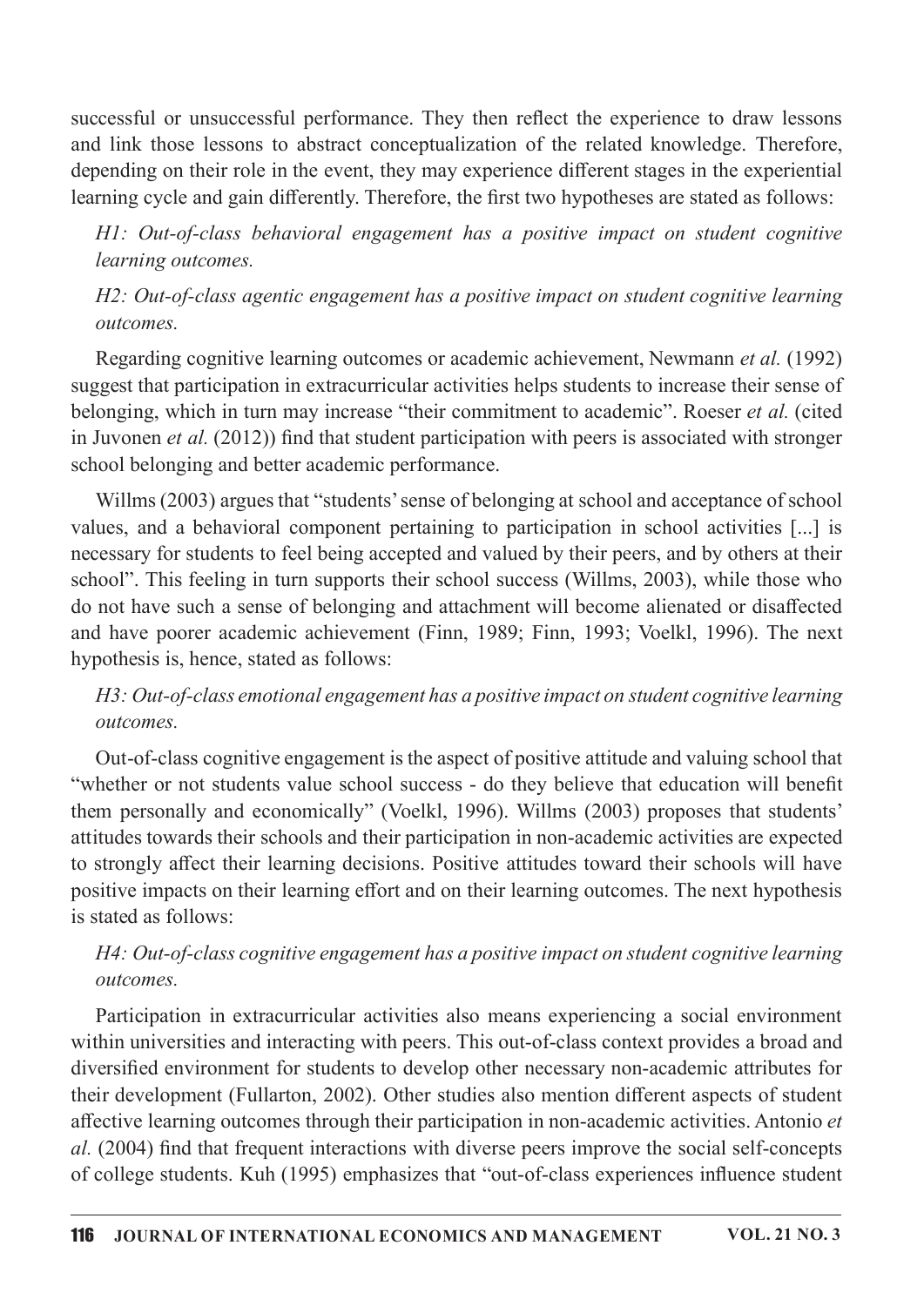successful or unsuccessful performance. They then reflect the experience to draw lessons and link those lessons to abstract conceptualization of the related knowledge. Therefore, depending on their role in the event, they may experience different stages in the experiential learning cycle and gain differently. Therefore, the first two hypotheses are stated as follows:

*H1: Out-of-class behavioral engagement has a positive impact on student cognitive learning outcomes.*

*H2: Out-of-class agentic engagement has a positive impact on student cognitive learning outcomes.*

Regarding cognitive learning outcomes or academic achievement, Newmann *et al.* (1992) suggest that participation in extracurricular activities helps students to increase their sense of belonging, which in turn may increase "their commitment to academic". Roeser *et al.* (cited in Juvonen *et al.* (2012)) find that student participation with peers is associated with stronger school belonging and better academic performance.

Willms (2003) argues that "students' sense of belonging at school and acceptance of school values, and a behavioral component pertaining to participation in school activities [...] is necessary for students to feel being accepted and valued by their peers, and by others at their school". This feeling in turn supports their school success (Willms, 2003), while those who do not have such a sense of belonging and attachment will become alienated or disaffected and have poorer academic achievement (Finn, 1989; Finn, 1993; Voelkl, 1996). The next hypothesis is, hence, stated as follows:

*H3: Out-of-class emotional engagement has a positive impact on student cognitive learning outcomes.*

Out-of-class cognitive engagement is the aspect of positive attitude and valuing school that "whether or not students value school success - do they believe that education will benefit them personally and economically" (Voelkl, 1996). Willms (2003) proposes that students' attitudes towards their schools and their participation in non-academic activities are expected to strongly affect their learning decisions. Positive attitudes toward their schools will have positive impacts on their learning effort and on their learning outcomes. The next hypothesis is stated as follows:

*H4: Out-of-class cognitive engagement has a positive impact on student cognitive learning outcomes.*

Participation in extracurricular activities also means experiencing a social environment within universities and interacting with peers. This out-of-class context provides a broad and diversified environment for students to develop other necessary non-academic attributes for their development (Fullarton, 2002). Other studies also mention different aspects of student affective learning outcomes through their participation in non-academic activities. Antonio *et al.* (2004) find that frequent interactions with diverse peers improve the social self-concepts of college students. Kuh (1995) emphasizes that "out-of-class experiences influence student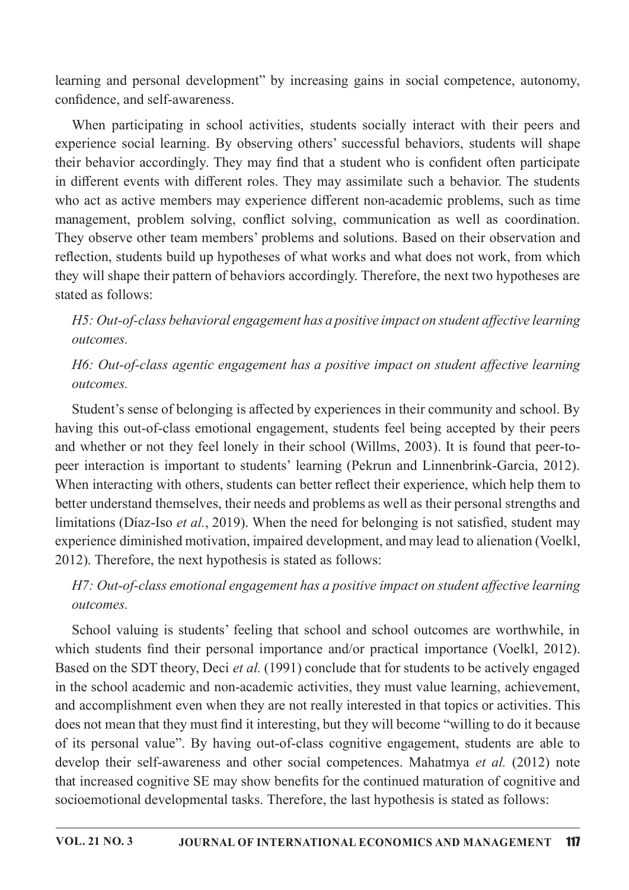learning and personal development" by increasing gains in social competence, autonomy, confidence, and self-awareness.

When participating in school activities, students socially interact with their peers and experience social learning. By observing others' successful behaviors, students will shape their behavior accordingly. They may find that a student who is confident often participate in different events with different roles. They may assimilate such a behavior. The students who act as active members may experience different non-academic problems, such as time management, problem solving, conflict solving, communication as well as coordination. They observe other team members' problems and solutions. Based on their observation and reflection, students build up hypotheses of what works and what does not work, from which they will shape their pattern of behaviors accordingly. Therefore, the next two hypotheses are stated as follows:

*H5: Out-of-class behavioral engagement has a positive impact on student affective learning outcomes.*

*H6: Out-of-class agentic engagement has a positive impact on student affective learning outcomes.*

Student's sense of belonging is affected by experiences in their community and school. By having this out-of-class emotional engagement, students feel being accepted by their peers and whether or not they feel lonely in their school (Willms, 2003). It is found that peer-to-peer interaction is important to students' learning (Pekrun and Linnenbrink-Garcia, 2012). When interacting with others, students can better reflect their experience, which help them to better understand themselves, their needs and problems as well as their personal strengths and limitations (Díaz-Iso *et al.*, 2019). When the need for belonging is not satisfied, student may experience diminished motivation, impaired development, and may lead to alienation (Voelkl, 2012). Therefore, the next hypothesis is stated as follows:

*H7: Out-of-class emotional engagement has a positive impact on student affective learning outcomes.*

School valuing is students' feeling that school and school outcomes are worthwhile, in which students find their personal importance and/or practical importance (Voelkl, 2012). Based on the SDT theory, Deci *et al.* (1991) conclude that for students to be actively engaged in the school academic and non-academic activities, they must value learning, achievement, and accomplishment even when they are not really interested in that topics or activities. This does not mean that they must find it interesting, but they will become "willing to do it because of its personal value". By having out-of-class cognitive engagement, students are able to develop their self-awareness and other social competences. Mahatmya *et al.* (2012) note that increased cognitive SE may show benefits for the continued maturation of cognitive and socioemotional developmental tasks. Therefore, the last hypothesis is stated as follows: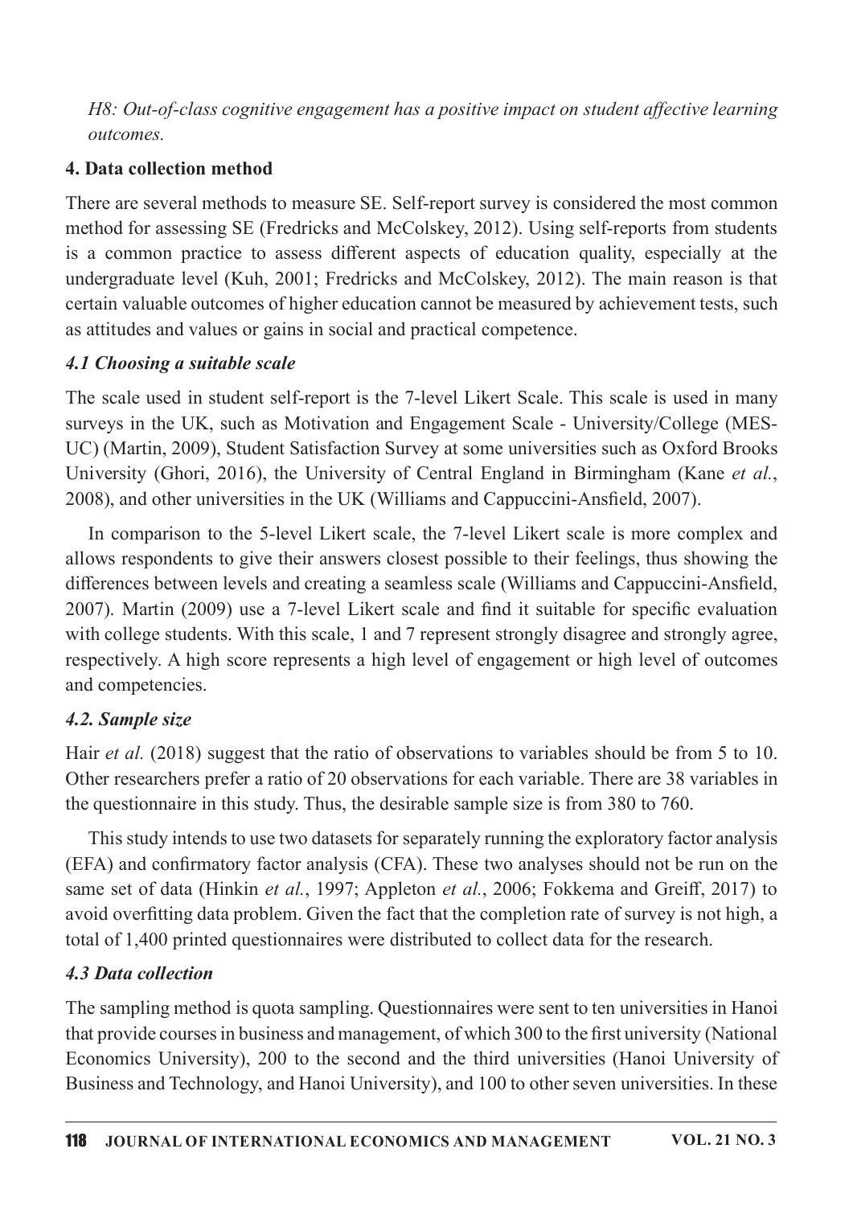*H8: Out-of-class cognitive engagement has a positive impact on student affective learning outcomes.*

## 4. Data collection method

There are several methods to measure SE. Self-report survey is considered the most common method for assessing SE (Fredricks and McColskey, 2012). Using self-reports from students is a common practice to assess different aspects of education quality, especially at the undergraduate level (Kuh, 2001; Fredricks and McColskey, 2012). The main reason is that certain valuable outcomes of higher education cannot be measured by achievement tests, such as attitudes and values or gains in social and practical competence.

### *4.1 Choosing a suitable scale*

The scale used in student self-report is the 7-level Likert Scale. This scale is used in many surveys in the UK, such as Motivation and Engagement Scale - University/College (MES-UC) (Martin, 2009), Student Satisfaction Survey at some universities such as Oxford Brooks University (Ghori, 2016), the University of Central England in Birmingham (Kane *et al.*, 2008), and other universities in the UK (Williams and Cappuccini-Ansfield, 2007).

In comparison to the 5-level Likert scale, the 7-level Likert scale is more complex and allows respondents to give their answers closest possible to their feelings, thus showing the differences between levels and creating a seamless scale (Williams and Cappuccini-Ansfield, 2007). Martin (2009) use a 7-level Likert scale and find it suitable for specific evaluation with college students. With this scale, 1 and 7 represent strongly disagree and strongly agree, respectively. A high score represents a high level of engagement or high level of outcomes and competencies.

### *4.2. Sample size*

Hair *et al.* (2018) suggest that the ratio of observations to variables should be from 5 to 10. Other researchers prefer a ratio of 20 observations for each variable. There are 38 variables in the questionnaire in this study. Thus, the desirable sample size is from 380 to 760.

This study intends to use two datasets for separately running the exploratory factor analysis (EFA) and confirmatory factor analysis (CFA). These two analyses should not be run on the same set of data (Hinkin *et al.*, 1997; Appleton *et al.*, 2006; Fokkema and Greiff, 2017) to avoid overfitting data problem. Given the fact that the completion rate of survey is not high, a total of 1,400 printed questionnaires were distributed to collect data for the research.

### *4.3 Data collection*

The sampling method is quota sampling. Questionnaires were sent to ten universities in Hanoi that provide courses in business and management, of which 300 to the first university (National Economics University), 200 to the second and the third universities (Hanoi University of Business and Technology, and Hanoi University), and 100 to other seven universities. In these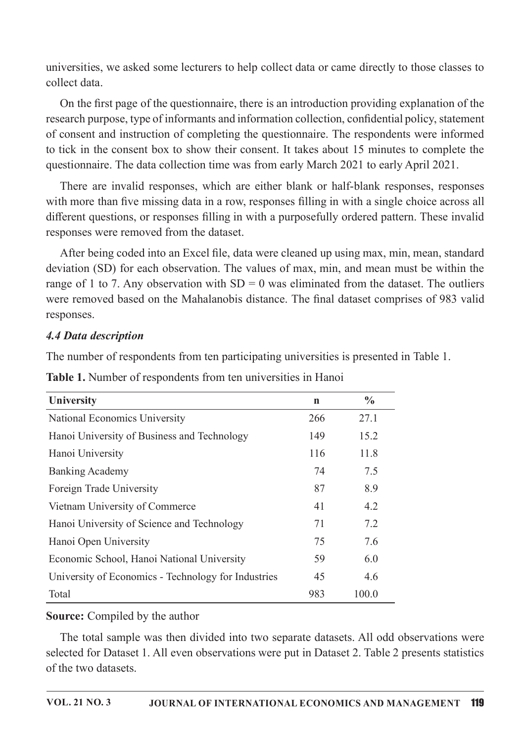universities, we asked some lecturers to help collect data or came directly to those classes to collect data.

On the first page of the questionnaire, there is an introduction providing explanation of the research purpose, type of informants and information collection, confidential policy, statement of consent and instruction of completing the questionnaire. The respondents were informed to tick in the consent box to show their consent. It takes about 15 minutes to complete the questionnaire. The data collection time was from early March 2021 to early April 2021.

There are invalid responses, which are either blank or half-blank responses, responses with more than five missing data in a row, responses filling in with a single choice across all different questions, or responses filling in with a purposefully ordered pattern. These invalid responses were removed from the dataset.

After being coded into an Excel file, data were cleaned up using max, min, mean, standard deviation (SD) for each observation. The values of max, min, and mean must be within the range of 1 to 7. Any observation with SD = 0 was eliminated from the dataset. The outliers were removed based on the Mahalanobis distance. The final dataset comprises of 983 valid responses.

### *4.4 Data description*

The number of respondents from ten participating universities is presented in Table 1.

**Table 1.** Number of respondents from ten universities in Hanoi

| University | n | % |
|---|---|---|
| National Economics University | 266 | 27.1 |
| Hanoi University of Business and Technology | 149 | 15.2 |
| Hanoi University | 116 | 11.8 |
| Banking Academy | 74 | 7.5 |
| Foreign Trade University | 87 | 8.9 |
| Vietnam University of Commerce | 41 | 4.2 |
| Hanoi University of Science and Technology | 71 | 7.2 |
| Hanoi Open University | 75 | 7.6 |
| Economic School, Hanoi National University | 59 | 6.0 |
| University of Economics - Technology for Industries | 45 | 4.6 |
| Total | 983 | 100.0 |

**Source:** Compiled by the author

The total sample was then divided into two separate datasets. All odd observations were selected for Dataset 1. All even observations were put in Dataset 2. Table 2 presents statistics of the two datasets.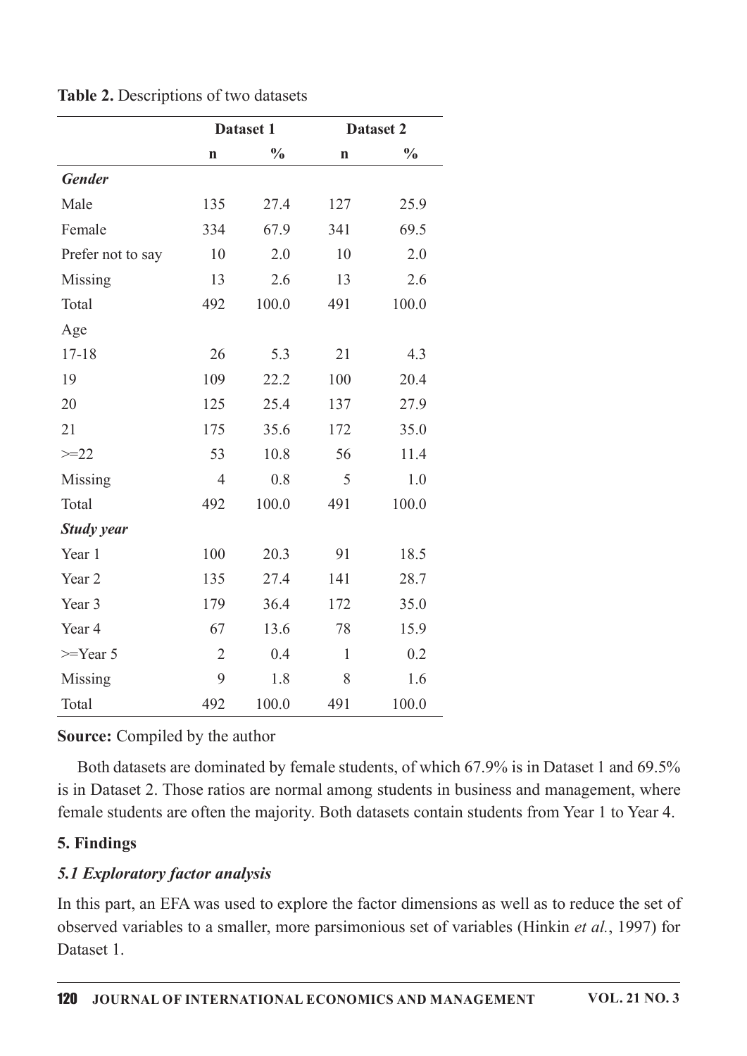**Table 2.** Descriptions of two datasets

| | Dataset 1 | | Dataset 2 | |
|---|---|---|---|---|
| | **n** | **%** | **n** | **%** |
| ***Gender*** | | | | |
| Male | 135 | 27.4 | 127 | 25.9 |
| Female | 334 | 67.9 | 341 | 69.5 |
| Prefer not to say | 10 | 2.0 | 10 | 2.0 |
| Missing | 13 | 2.6 | 13 | 2.6 |
| Total | 492 | 100.0 | 491 | 100.0 |
| Age | | | | |
| 17-18 | 26 | 5.3 | 21 | 4.3 |
| 19 | 109 | 22.2 | 100 | 20.4 |
| 20 | 125 | 25.4 | 137 | 27.9 |
| 21 | 175 | 35.6 | 172 | 35.0 |
| >=22 | 53 | 10.8 | 56 | 11.4 |
| Missing | 4 | 0.8 | 5 | 1.0 |
| Total | 492 | 100.0 | 491 | 100.0 |
| ***Study year*** | | | | |
| Year 1 | 100 | 20.3 | 91 | 18.5 |
| Year 2 | 135 | 27.4 | 141 | 28.7 |
| Year 3 | 179 | 36.4 | 172 | 35.0 |
| Year 4 | 67 | 13.6 | 78 | 15.9 |
| >=Year 5 | 2 | 0.4 | 1 | 0.2 |
| Missing | 9 | 1.8 | 8 | 1.6 |
| Total | 492 | 100.0 | 491 | 100.0 |

**Source:** Compiled by the author

Both datasets are dominated by female students, of which 67.9% is in Dataset 1 and 69.5% is in Dataset 2. Those ratios are normal among students in business and management, where female students are often the majority. Both datasets contain students from Year 1 to Year 4.

## 5. Findings

### *5.1 Exploratory factor analysis*

In this part, an EFA was used to explore the factor dimensions as well as to reduce the set of observed variables to a smaller, more parsimonious set of variables (Hinkin *et al.*, 1997) for Dataset 1.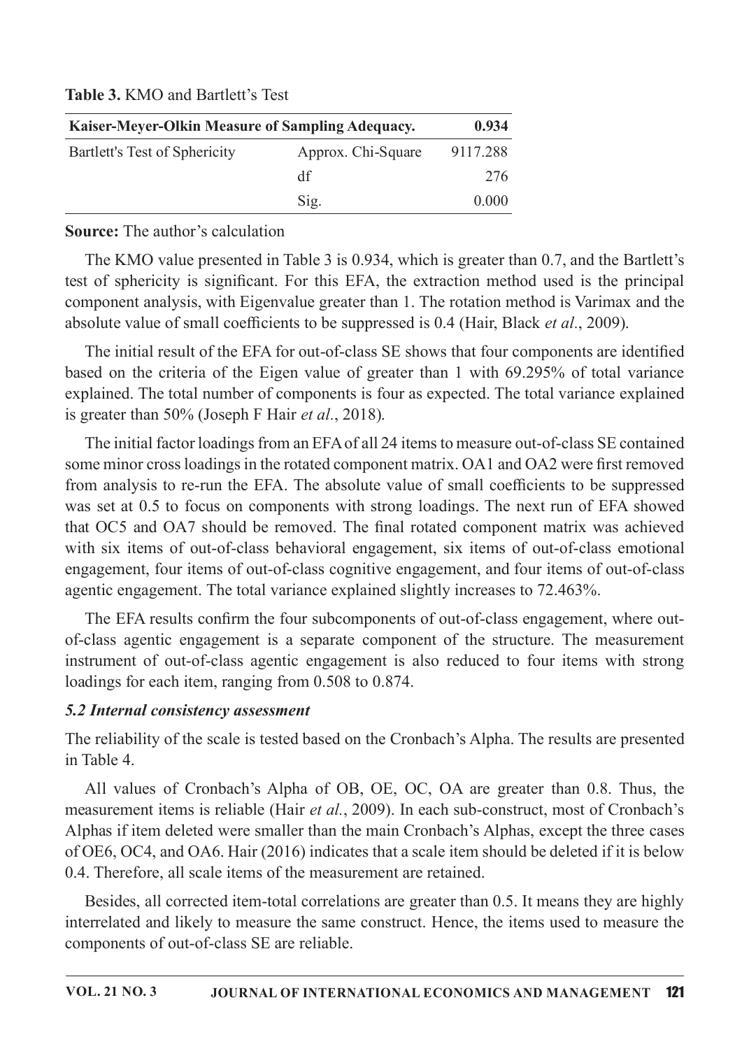**Table 3.** KMO and Bartlett's Test

| Kaiser-Meyer-Olkin Measure of Sampling Adequacy. | | 0.934 |
|---|---|---|
| Bartlett's Test of Sphericity | Approx. Chi-Square | 9117.288 |
| | df | 276 |
| | Sig. | 0.000 |

**Source:** The author's calculation

The KMO value presented in Table 3 is 0.934, which is greater than 0.7, and the Bartlett's test of sphericity is significant. For this EFA, the extraction method used is the principal component analysis, with Eigenvalue greater than 1. The rotation method is Varimax and the absolute value of small coefficients to be suppressed is 0.4 (Hair, Black *et al.*, 2009).

The initial result of the EFA for out-of-class SE shows that four components are identified based on the criteria of the Eigen value of greater than 1 with 69.295% of total variance explained. The total number of components is four as expected. The total variance explained is greater than 50% (Joseph F Hair *et al.*, 2018).

The initial factor loadings from an EFA of all 24 items to measure out-of-class SE contained some minor cross loadings in the rotated component matrix. OA1 and OA2 were first removed from analysis to re-run the EFA. The absolute value of small coefficients to be suppressed was set at 0.5 to focus on components with strong loadings. The next run of EFA showed that OC5 and OA7 should be removed. The final rotated component matrix was achieved with six items of out-of-class behavioral engagement, six items of out-of-class emotional engagement, four items of out-of-class cognitive engagement, and four items of out-of-class agentic engagement. The total variance explained slightly increases to 72.463%.

The EFA results confirm the four subcomponents of out-of-class engagement, where out-of-class agentic engagement is a separate component of the structure. The measurement instrument of out-of-class agentic engagement is also reduced to four items with strong loadings for each item, ranging from 0.508 to 0.874.

### *5.2 Internal consistency assessment*

The reliability of the scale is tested based on the Cronbach's Alpha. The results are presented in Table 4.

All values of Cronbach's Alpha of OB, OE, OC, OA are greater than 0.8. Thus, the measurement items is reliable (Hair *et al.*, 2009). In each sub-construct, most of Cronbach's Alphas if item deleted were smaller than the main Cronbach's Alphas, except the three cases of OE6, OC4, and OA6. Hair (2016) indicates that a scale item should be deleted if it is below 0.4. Therefore, all scale items of the measurement are retained.

Besides, all corrected item-total correlations are greater than 0.5. It means they are highly interrelated and likely to measure the same construct. Hence, the items used to measure the components of out-of-class SE are reliable.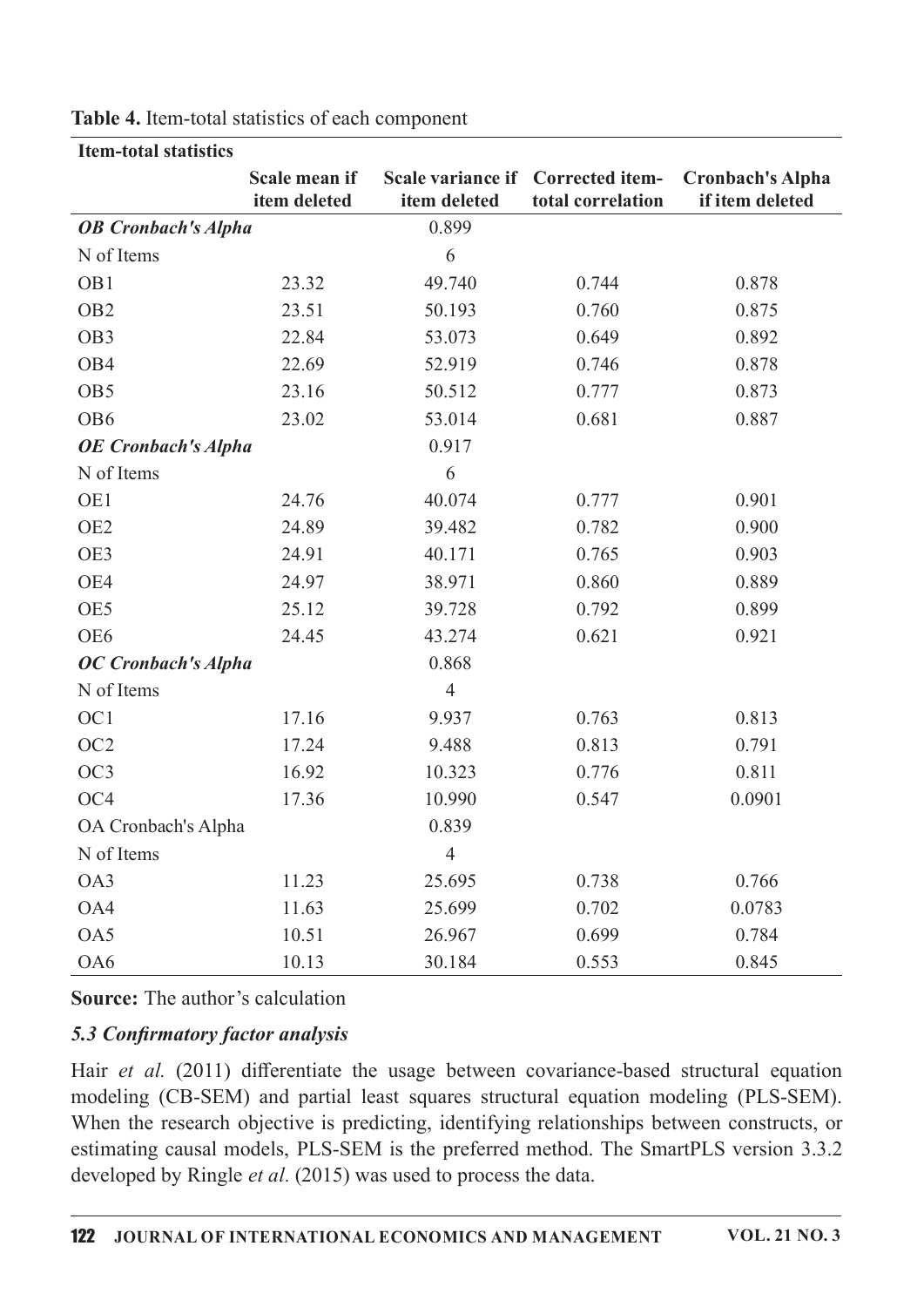**Table 4.** Item-total statistics of each component

| Item-total statistics | | | | |
|---|---|---|---|---|
| | **Scale mean if item deleted** | **Scale variance if item deleted** | **Corrected item-total correlation** | **Cronbach's Alpha if item deleted** |
| ***OB Cronbach's Alpha*** | | 0.899 | | |
| N of Items | | 6 | | |
| OB1 | 23.32 | 49.740 | 0.744 | 0.878 |
| OB2 | 23.51 | 50.193 | 0.760 | 0.875 |
| OB3 | 22.84 | 53.073 | 0.649 | 0.892 |
| OB4 | 22.69 | 52.919 | 0.746 | 0.878 |
| OB5 | 23.16 | 50.512 | 0.777 | 0.873 |
| OB6 | 23.02 | 53.014 | 0.681 | 0.887 |
| ***OE Cronbach's Alpha*** | | 0.917 | | |
| N of Items | | 6 | | |
| OE1 | 24.76 | 40.074 | 0.777 | 0.901 |
| OE2 | 24.89 | 39.482 | 0.782 | 0.900 |
| OE3 | 24.91 | 40.171 | 0.765 | 0.903 |
| OE4 | 24.97 | 38.971 | 0.860 | 0.889 |
| OE5 | 25.12 | 39.728 | 0.792 | 0.899 |
| OE6 | 24.45 | 43.274 | 0.621 | 0.921 |
| ***OC Cronbach's Alpha*** | | 0.868 | | |
| N of Items | | 4 | | |
| OC1 | 17.16 | 9.937 | 0.763 | 0.813 |
| OC2 | 17.24 | 9.488 | 0.813 | 0.791 |
| OC3 | 16.92 | 10.323 | 0.776 | 0.811 |
| OC4 | 17.36 | 10.990 | 0.547 | 0.0901 |
| OA Cronbach's Alpha | | 0.839 | | |
| N of Items | | 4 | | |
| OA3 | 11.23 | 25.695 | 0.738 | 0.766 |
| OA4 | 11.63 | 25.699 | 0.702 | 0.0783 |
| OA5 | 10.51 | 26.967 | 0.699 | 0.784 |
| OA6 | 10.13 | 30.184 | 0.553 | 0.845 |

**Source:** The author's calculation

### *5.3 Confirmatory factor analysis*

Hair *et al.* (2011) differentiate the usage between covariance-based structural equation modeling (CB-SEM) and partial least squares structural equation modeling (PLS-SEM). When the research objective is predicting, identifying relationships between constructs, or estimating causal models, PLS-SEM is the preferred method. The SmartPLS version 3.3.2 developed by Ringle *et al.* (2015) was used to process the data.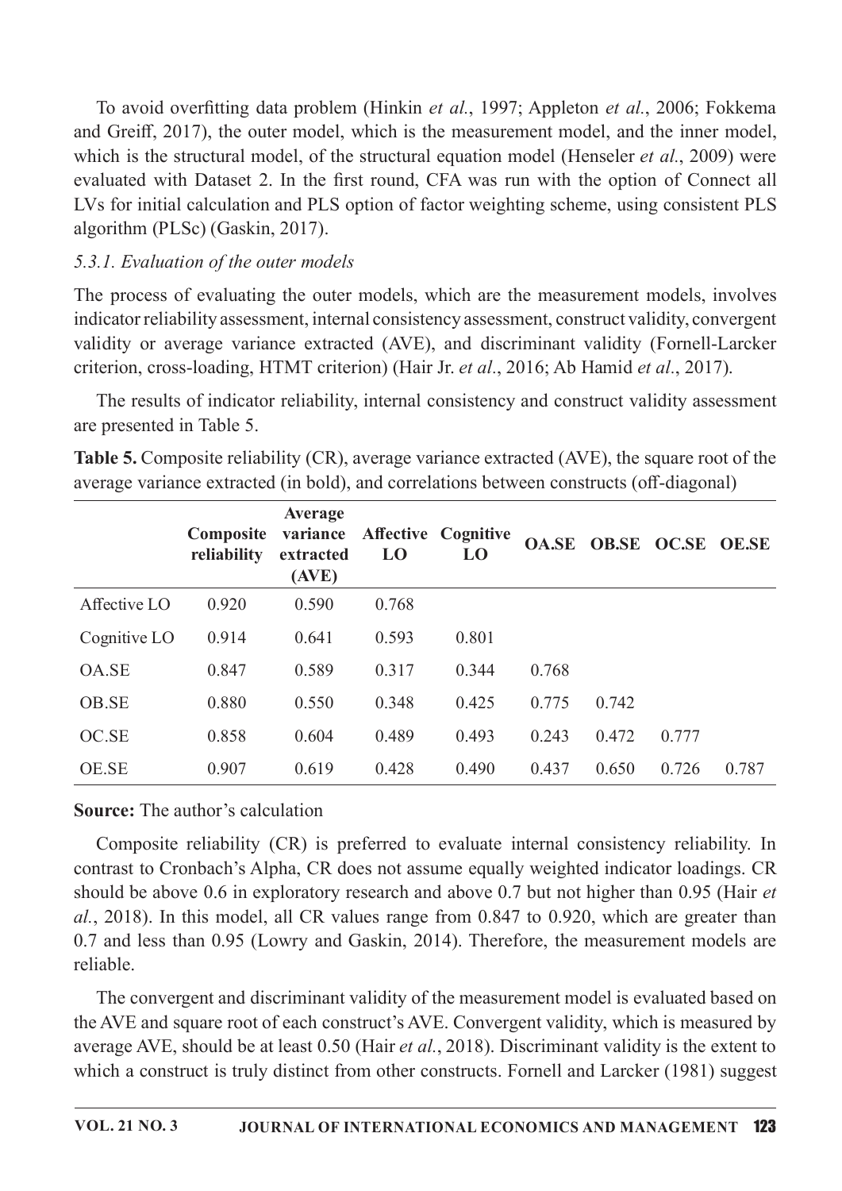To avoid overfitting data problem (Hinkin *et al.*, 1997; Appleton *et al.*, 2006; Fokkema and Greiff, 2017), the outer model, which is the measurement model, and the inner model, which is the structural model, of the structural equation model (Henseler *et al.*, 2009) were evaluated with Dataset 2. In the first round, CFA was run with the option of Connect all LVs for initial calculation and PLS option of factor weighting scheme, using consistent PLS algorithm (PLSc) (Gaskin, 2017).

### *5.3.1. Evaluation of the outer models*

The process of evaluating the outer models, which are the measurement models, involves indicator reliability assessment, internal consistency assessment, construct validity, convergent validity or average variance extracted (AVE), and discriminant validity (Fornell-Larcker criterion, cross-loading, HTMT criterion) (Hair Jr. *et al.*, 2016; Ab Hamid *et al.*, 2017).

The results of indicator reliability, internal consistency and construct validity assessment are presented in Table 5.

**Table 5.** Composite reliability (CR), average variance extracted (AVE), the square root of the average variance extracted (in bold), and correlations between constructs (off-diagonal)

| | Composite reliability | Average variance extracted (AVE) | Affective LO | Cognitive LO | OA.SE | OB.SE | OC.SE | OE.SE |
|---|---|---|---|---|---|---|---|---|
| Affective LO | 0.920 | 0.590 | 0.768 | | | | | |
| Cognitive LO | 0.914 | 0.641 | 0.593 | 0.801 | | | | |
| OA.SE | 0.847 | 0.589 | 0.317 | 0.344 | 0.768 | | | |
| OB.SE | 0.880 | 0.550 | 0.348 | 0.425 | 0.775 | 0.742 | | |
| OC.SE | 0.858 | 0.604 | 0.489 | 0.493 | 0.243 | 0.472 | 0.777 | |
| OE.SE | 0.907 | 0.619 | 0.428 | 0.490 | 0.437 | 0.650 | 0.726 | 0.787 |

**Source:** The author's calculation

Composite reliability (CR) is preferred to evaluate internal consistency reliability. In contrast to Cronbach's Alpha, CR does not assume equally weighted indicator loadings. CR should be above 0.6 in exploratory research and above 0.7 but not higher than 0.95 (Hair *et al.*, 2018). In this model, all CR values range from 0.847 to 0.920, which are greater than 0.7 and less than 0.95 (Lowry and Gaskin, 2014). Therefore, the measurement models are reliable.

The convergent and discriminant validity of the measurement model is evaluated based on the AVE and square root of each construct's AVE. Convergent validity, which is measured by average AVE, should be at least 0.50 (Hair *et al.*, 2018). Discriminant validity is the extent to which a construct is truly distinct from other constructs. Fornell and Larcker (1981) suggest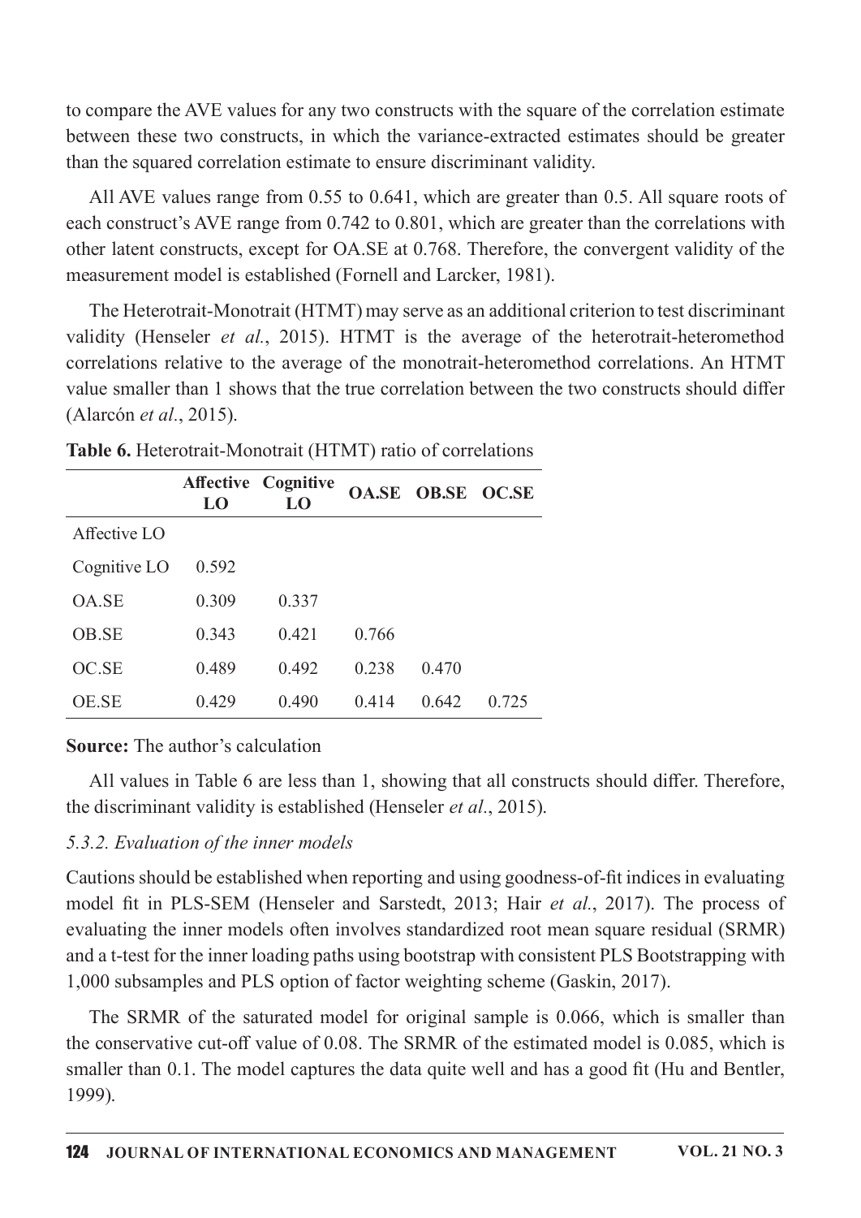to compare the AVE values for any two constructs with the square of the correlation estimate between these two constructs, in which the variance-extracted estimates should be greater than the squared correlation estimate to ensure discriminant validity.

All AVE values range from 0.55 to 0.641, which are greater than 0.5. All square roots of each construct's AVE range from 0.742 to 0.801, which are greater than the correlations with other latent constructs, except for OA.SE at 0.768. Therefore, the convergent validity of the measurement model is established (Fornell and Larcker, 1981).

The Heterotrait-Monotrait (HTMT) may serve as an additional criterion to test discriminant validity (Henseler *et al.*, 2015). HTMT is the average of the heterotrait-heteromethod correlations relative to the average of the monotrait-heteromethod correlations. An HTMT value smaller than 1 shows that the true correlation between the two constructs should differ (Alarcón *et al.*, 2015).

**Table 6.** Heterotrait-Monotrait (HTMT) ratio of correlations

| | Affective LO | Cognitive LO | OA.SE | OB.SE | OC.SE |
|---|---|---|---|---|---|
| Affective LO | | | | | |
| Cognitive LO | 0.592 | | | | |
| OA.SE | 0.309 | 0.337 | | | |
| OB.SE | 0.343 | 0.421 | 0.766 | | |
| OC.SE | 0.489 | 0.492 | 0.238 | 0.470 | |
| OE.SE | 0.429 | 0.490 | 0.414 | 0.642 | 0.725 |

**Source:** The author's calculation

All values in Table 6 are less than 1, showing that all constructs should differ. Therefore, the discriminant validity is established (Henseler *et al.*, 2015).

### *5.3.2. Evaluation of the inner models*

Cautions should be established when reporting and using goodness-of-fit indices in evaluating model fit in PLS-SEM (Henseler and Sarstedt, 2013; Hair *et al.*, 2017). The process of evaluating the inner models often involves standardized root mean square residual (SRMR) and a t-test for the inner loading paths using bootstrap with consistent PLS Bootstrapping with 1,000 subsamples and PLS option of factor weighting scheme (Gaskin, 2017).

The SRMR of the saturated model for original sample is 0.066, which is smaller than the conservative cut-off value of 0.08. The SRMR of the estimated model is 0.085, which is smaller than 0.1. The model captures the data quite well and has a good fit (Hu and Bentler, 1999).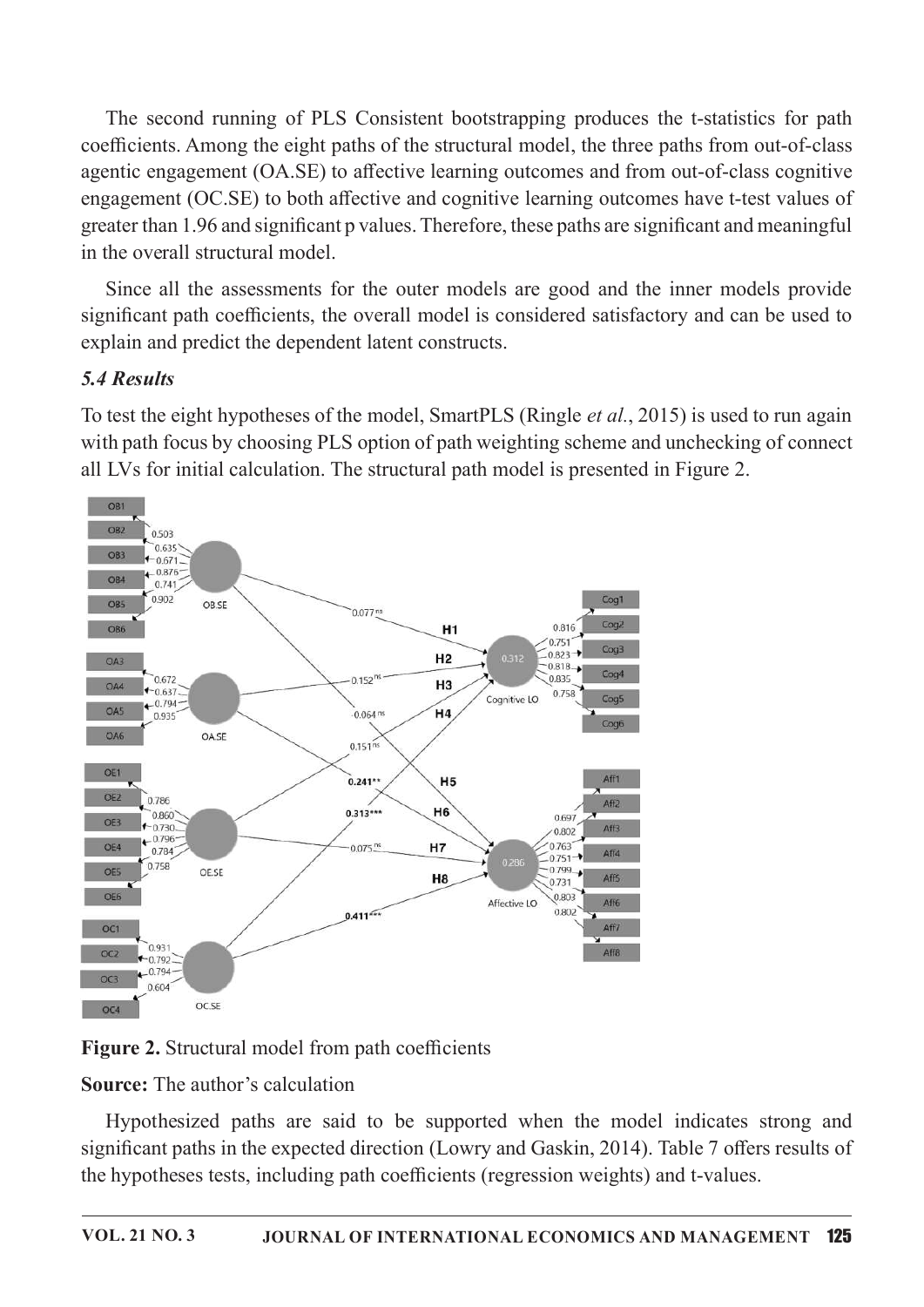The second running of PLS Consistent bootstrapping produces the t-statistics for path coefficients. Among the eight paths of the structural model, the three paths from out-of-class agentic engagement (OA.SE) to affective learning outcomes and from out-of-class cognitive engagement (OC.SE) to both affective and cognitive learning outcomes have t-test values of greater than 1.96 and significant p values. Therefore, these paths are significant and meaningful in the overall structural model.

Since all the assessments for the outer models are good and the inner models provide significant path coefficients, the overall model is considered satisfactory and can be used to explain and predict the dependent latent constructs.

### 5.4 Results

To test the eight hypotheses of the model, SmartPLS (Ringle *et al.*, 2015) is used to run again with path focus by choosing PLS option of path weighting scheme and unchecking of connect all LVs for initial calculation. The structural path model is presented in Figure 2.

**Figure 2.** Structural model from path coefficients

**Source:** The author's calculation

Hypothesized paths are said to be supported when the model indicates strong and significant paths in the expected direction (Lowry and Gaskin, 2014). Table 7 offers results of the hypotheses tests, including path coefficients (regression weights) and t-values.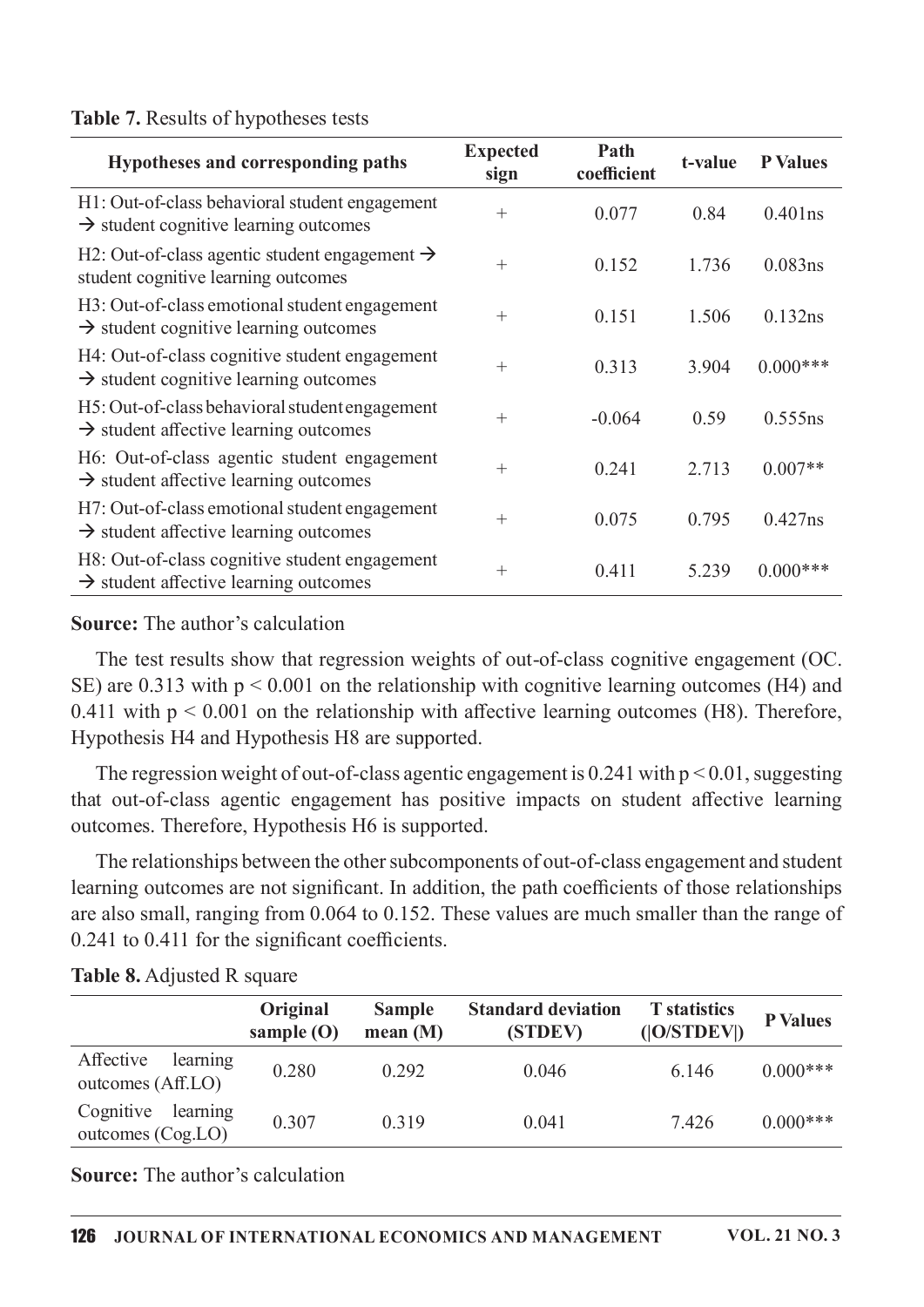**Table 7.** Results of hypotheses tests

| Hypotheses and corresponding paths | Expected sign | Path coefficient | t-value | P Values |
|---|---|---|---|---|
| H1: Out-of-class behavioral student engagement → student cognitive learning outcomes | + | 0.077 | 0.84 | 0.401ns |
| H2: Out-of-class agentic student engagement → student cognitive learning outcomes | + | 0.152 | 1.736 | 0.083ns |
| H3: Out-of-class emotional student engagement → student cognitive learning outcomes | + | 0.151 | 1.506 | 0.132ns |
| H4: Out-of-class cognitive student engagement → student cognitive learning outcomes | + | 0.313 | 3.904 | 0.000*** |
| H5: Out-of-class behavioral student engagement → student affective learning outcomes | + | -0.064 | 0.59 | 0.555ns |
| H6: Out-of-class agentic student engagement → student affective learning outcomes | + | 0.241 | 2.713 | 0.007** |
| H7: Out-of-class emotional student engagement → student affective learning outcomes | + | 0.075 | 0.795 | 0.427ns |
| H8: Out-of-class cognitive student engagement → student affective learning outcomes | + | 0.411 | 5.239 | 0.000*** |

**Source:** The author's calculation

The test results show that regression weights of out-of-class cognitive engagement (OC. SE) are 0.313 with $p < 0.001$ on the relationship with cognitive learning outcomes (H4) and 0.411 with $p < 0.001$ on the relationship with affective learning outcomes (H8). Therefore, Hypothesis H4 and Hypothesis H8 are supported.

The regression weight of out-of-class agentic engagement is 0.241 with $p < 0.01$, suggesting that out-of-class agentic engagement has positive impacts on student affective learning outcomes. Therefore, Hypothesis H6 is supported.

The relationships between the other subcomponents of out-of-class engagement and student learning outcomes are not significant. In addition, the path coefficients of those relationships are also small, ranging from 0.064 to 0.152. These values are much smaller than the range of 0.241 to 0.411 for the significant coefficients.

**Table 8.** Adjusted R square

| | Original sample (O) | Sample mean (M) | Standard deviation (STDEV) | T statistics (\|O/STDEV\|) | P Values |
|---|---|---|---|---|---|
| Affective learning outcomes (Aff.LO) | 0.280 | 0.292 | 0.046 | 6.146 | 0.000*** |
| Cognitive learning outcomes (Cog.LO) | 0.307 | 0.319 | 0.041 | 7.426 | 0.000*** |

**Source:** The author's calculation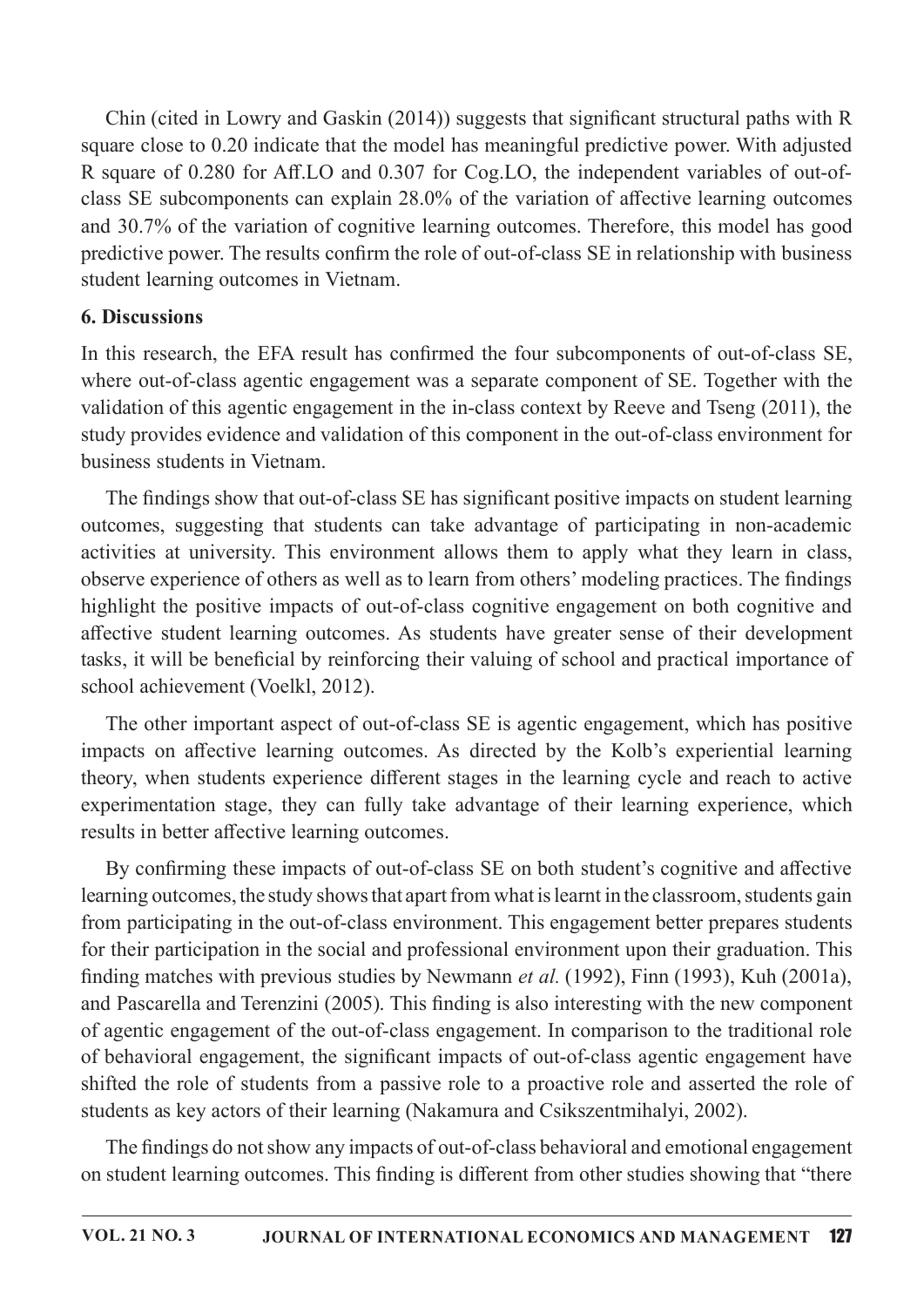Chin (cited in Lowry and Gaskin (2014)) suggests that significant structural paths with R square close to 0.20 indicate that the model has meaningful predictive power. With adjusted R square of 0.280 for Aff.LO and 0.307 for Cog.LO, the independent variables of out-of-class SE subcomponents can explain 28.0% of the variation of affective learning outcomes and 30.7% of the variation of cognitive learning outcomes. Therefore, this model has good predictive power. The results confirm the role of out-of-class SE in relationship with business student learning outcomes in Vietnam.

## 6. Discussions

In this research, the EFA result has confirmed the four subcomponents of out-of-class SE, where out-of-class agentic engagement was a separate component of SE. Together with the validation of this agentic engagement in the in-class context by Reeve and Tseng (2011), the study provides evidence and validation of this component in the out-of-class environment for business students in Vietnam.

The findings show that out-of-class SE has significant positive impacts on student learning outcomes, suggesting that students can take advantage of participating in non-academic activities at university. This environment allows them to apply what they learn in class, observe experience of others as well as to learn from others' modeling practices. The findings highlight the positive impacts of out-of-class cognitive engagement on both cognitive and affective student learning outcomes. As students have greater sense of their development tasks, it will be beneficial by reinforcing their valuing of school and practical importance of school achievement (Voelkl, 2012).

The other important aspect of out-of-class SE is agentic engagement, which has positive impacts on affective learning outcomes. As directed by the Kolb's experiential learning theory, when students experience different stages in the learning cycle and reach to active experimentation stage, they can fully take advantage of their learning experience, which results in better affective learning outcomes.

By confirming these impacts of out-of-class SE on both student's cognitive and affective learning outcomes, the study shows that apart from what is learnt in the classroom, students gain from participating in the out-of-class environment. This engagement better prepares students for their participation in the social and professional environment upon their graduation. This finding matches with previous studies by Newmann *et al.* (1992), Finn (1993), Kuh (2001a), and Pascarella and Terenzini (2005). This finding is also interesting with the new component of agentic engagement of the out-of-class engagement. In comparison to the traditional role of behavioral engagement, the significant impacts of out-of-class agentic engagement have shifted the role of students from a passive role to a proactive role and asserted the role of students as key actors of their learning (Nakamura and Csikszentmihalyi, 2002).

The findings do not show any impacts of out-of-class behavioral and emotional engagement on student learning outcomes. This finding is different from other studies showing that "there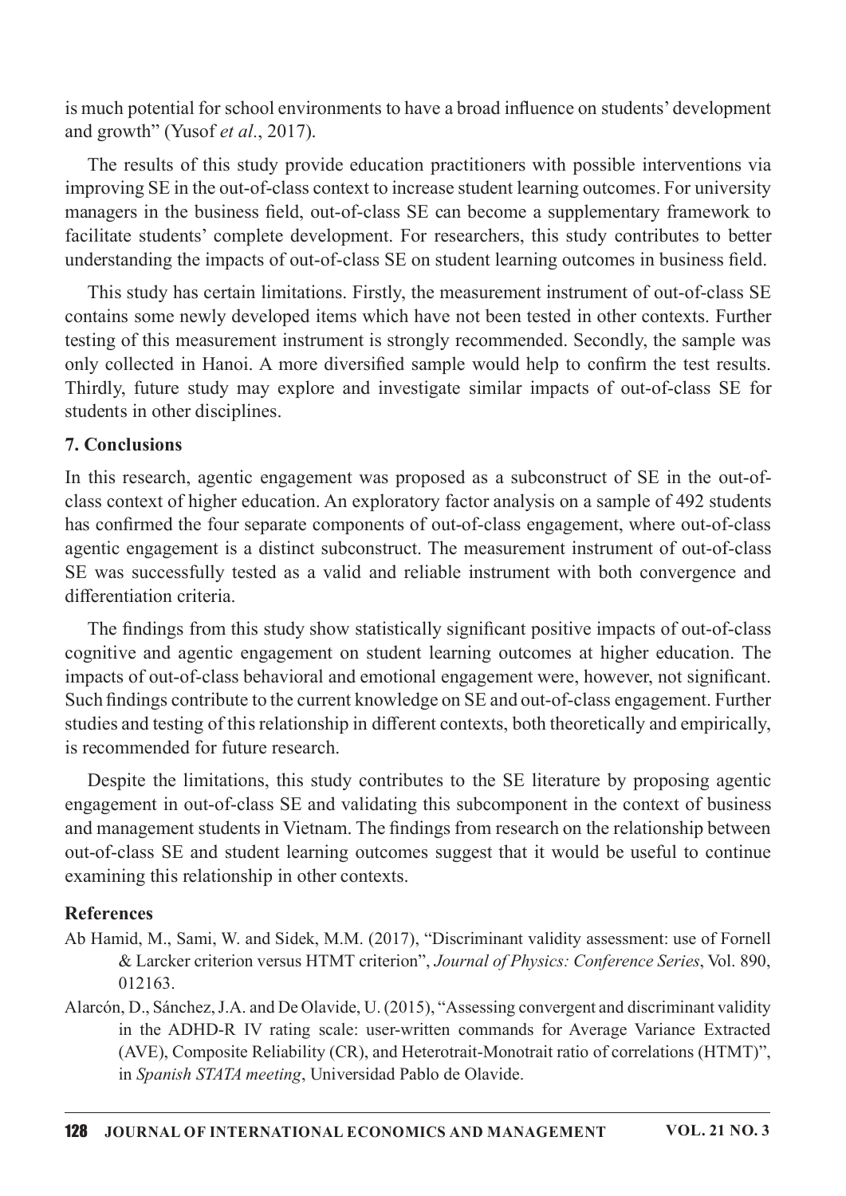is much potential for school environments to have a broad influence on students' development and growth" (Yusof *et al*., 2017).

The results of this study provide education practitioners with possible interventions via improving SE in the out-of-class context to increase student learning outcomes. For university managers in the business field, out-of-class SE can become a supplementary framework to facilitate students' complete development. For researchers, this study contributes to better understanding the impacts of out-of-class SE on student learning outcomes in business field.

This study has certain limitations. Firstly, the measurement instrument of out-of-class SE contains some newly developed items which have not been tested in other contexts. Further testing of this measurement instrument is strongly recommended. Secondly, the sample was only collected in Hanoi. A more diversified sample would help to confirm the test results. Thirdly, future study may explore and investigate similar impacts of out-of-class SE for students in other disciplines.

## 7. Conclusions

In this research, agentic engagement was proposed as a subconstruct of SE in the out-of-class context of higher education. An exploratory factor analysis on a sample of 492 students has confirmed the four separate components of out-of-class engagement, where out-of-class agentic engagement is a distinct subconstruct. The measurement instrument of out-of-class SE was successfully tested as a valid and reliable instrument with both convergence and differentiation criteria.

The findings from this study show statistically significant positive impacts of out-of-class cognitive and agentic engagement on student learning outcomes at higher education. The impacts of out-of-class behavioral and emotional engagement were, however, not significant. Such findings contribute to the current knowledge on SE and out-of-class engagement. Further studies and testing of this relationship in different contexts, both theoretically and empirically, is recommended for future research.

Despite the limitations, this study contributes to the SE literature by proposing agentic engagement in out-of-class SE and validating this subcomponent in the context of business and management students in Vietnam. The findings from research on the relationship between out-of-class SE and student learning outcomes suggest that it would be useful to continue examining this relationship in other contexts.

## References

Ab Hamid, M., Sami, W. and Sidek, M.M. (2017), "Discriminant validity assessment: use of Fornell & Larcker criterion versus HTMT criterion", *Journal of Physics: Conference Series*, Vol. 890, 012163.

Alarcón, D., Sánchez, J.A. and De Olavide, U. (2015), "Assessing convergent and discriminant validity in the ADHD-R IV rating scale: user-written commands for Average Variance Extracted (AVE), Composite Reliability (CR), and Heterotrait-Monotrait ratio of correlations (HTMT)", in *Spanish STATA meeting*, Universidad Pablo de Olavide.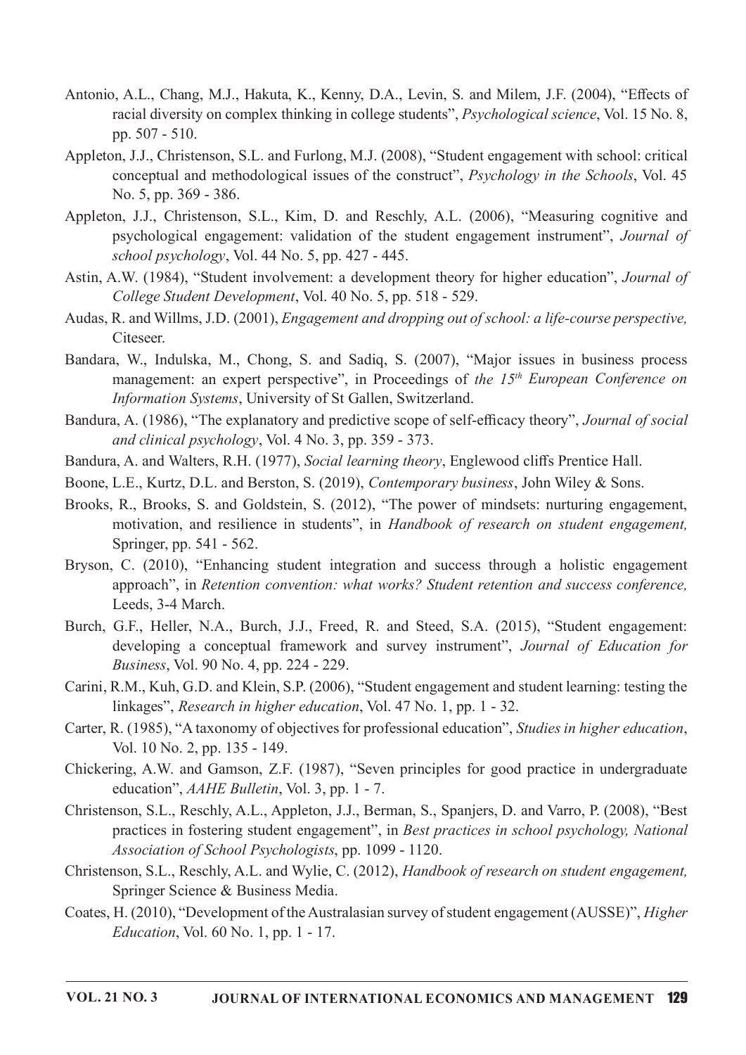Antonio, A.L., Chang, M.J., Hakuta, K., Kenny, D.A., Levin, S. and Milem, J.F. (2004), "Effects of racial diversity on complex thinking in college students", *Psychological science*, Vol. 15 No. 8, pp. 507 - 510.

Appleton, J.J., Christenson, S.L. and Furlong, M.J. (2008), "Student engagement with school: critical conceptual and methodological issues of the construct", *Psychology in the Schools*, Vol. 45 No. 5, pp. 369 - 386.

Appleton, J.J., Christenson, S.L., Kim, D. and Reschly, A.L. (2006), "Measuring cognitive and psychological engagement: validation of the student engagement instrument", *Journal of school psychology*, Vol. 44 No. 5, pp. 427 - 445.

Astin, A.W. (1984), "Student involvement: a development theory for higher education", *Journal of College Student Development*, Vol. 40 No. 5, pp. 518 - 529.

Audas, R. and Willms, J.D. (2001), *Engagement and dropping out of school: a life-course perspective,* Citeseer.

Bandara, W., Indulska, M., Chong, S. and Sadiq, S. (2007), "Major issues in business process management: an expert perspective", in Proceedings of *the 15th European Conference on Information Systems*, University of St Gallen, Switzerland.

Bandura, A. (1986), "The explanatory and predictive scope of self-efficacy theory", *Journal of social and clinical psychology*, Vol. 4 No. 3, pp. 359 - 373.

Bandura, A. and Walters, R.H. (1977), *Social learning theory*, Englewood cliffs Prentice Hall.

Boone, L.E., Kurtz, D.L. and Berston, S. (2019), *Contemporary business*, John Wiley & Sons.

Brooks, R., Brooks, S. and Goldstein, S. (2012), "The power of mindsets: nurturing engagement, motivation, and resilience in students", in *Handbook of research on student engagement,* Springer, pp. 541 - 562.

Bryson, C. (2010), "Enhancing student integration and success through a holistic engagement approach", in *Retention convention: what works? Student retention and success conference,* Leeds, 3-4 March.

Burch, G.F., Heller, N.A., Burch, J.J., Freed, R. and Steed, S.A. (2015), "Student engagement: developing a conceptual framework and survey instrument", *Journal of Education for Business*, Vol. 90 No. 4, pp. 224 - 229.

Carini, R.M., Kuh, G.D. and Klein, S.P. (2006), "Student engagement and student learning: testing the linkages", *Research in higher education*, Vol. 47 No. 1, pp. 1 - 32.

Carter, R. (1985), "A taxonomy of objectives for professional education", *Studies in higher education*, Vol. 10 No. 2, pp. 135 - 149.

Chickering, A.W. and Gamson, Z.F. (1987), "Seven principles for good practice in undergraduate education", *AAHE Bulletin*, Vol. 3, pp. 1 - 7.

Christenson, S.L., Reschly, A.L., Appleton, J.J., Berman, S., Spanjers, D. and Varro, P. (2008), "Best practices in fostering student engagement", in *Best practices in school psychology, National Association of School Psychologists*, pp. 1099 - 1120.

Christenson, S.L., Reschly, A.L. and Wylie, C. (2012), *Handbook of research on student engagement,* Springer Science & Business Media.

Coates, H. (2010), "Development of the Australasian survey of student engagement (AUSSE)", *Higher Education*, Vol. 60 No. 1, pp. 1 - 17.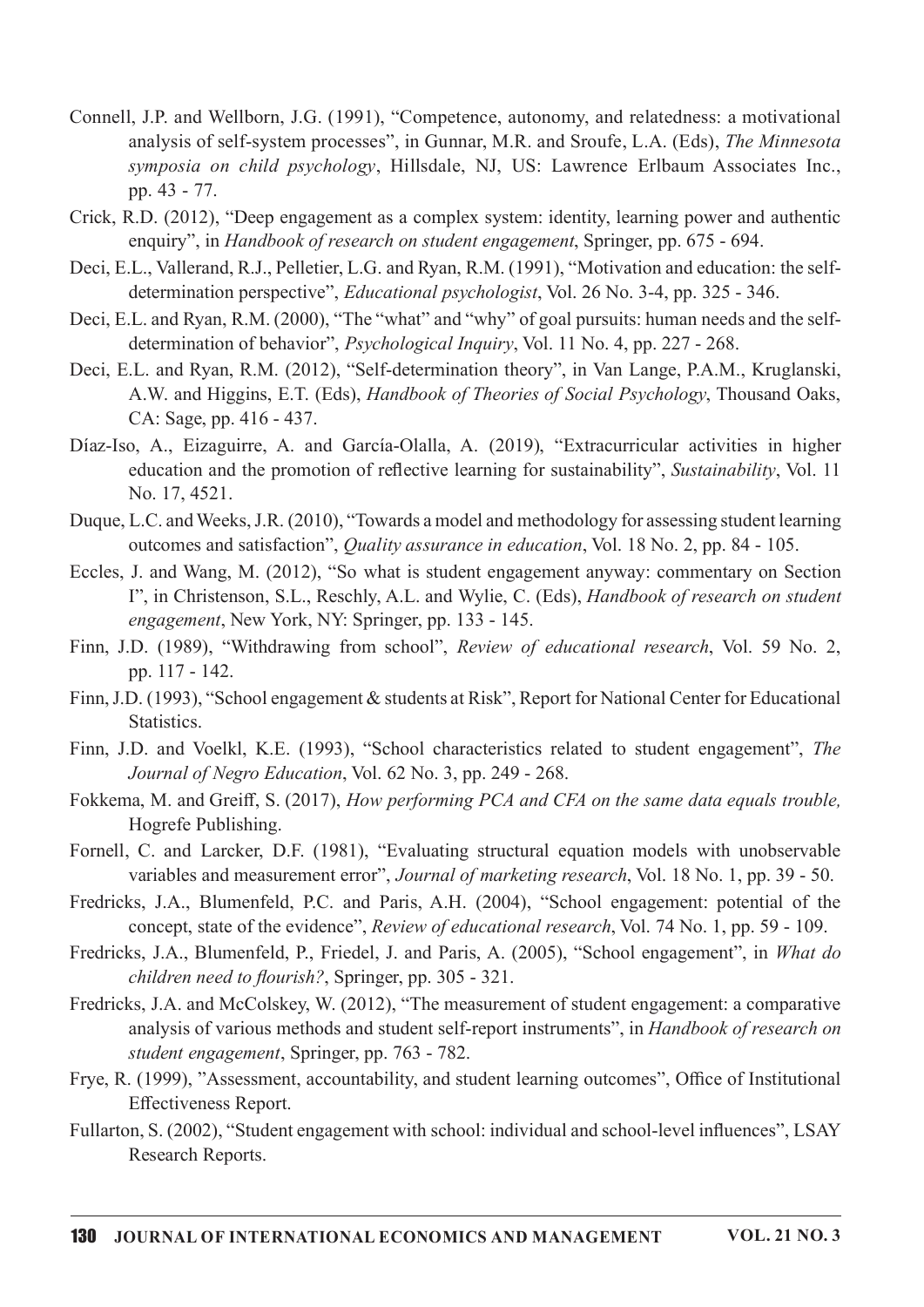Connell, J.P. and Wellborn, J.G. (1991), "Competence, autonomy, and relatedness: a motivational analysis of self-system processes", in Gunnar, M.R. and Sroufe, L.A. (Eds), *The Minnesota symposia on child psychology*, Hillsdale, NJ, US: Lawrence Erlbaum Associates Inc., pp. 43 - 77.

Crick, R.D. (2012), "Deep engagement as a complex system: identity, learning power and authentic enquiry", in *Handbook of research on student engagement*, Springer, pp. 675 - 694.

Deci, E.L., Vallerand, R.J., Pelletier, L.G. and Ryan, R.M. (1991), "Motivation and education: the self-determination perspective", *Educational psychologist*, Vol. 26 No. 3-4, pp. 325 - 346.

Deci, E.L. and Ryan, R.M. (2000), "The "what" and "why" of goal pursuits: human needs and the self-determination of behavior", *Psychological Inquiry*, Vol. 11 No. 4, pp. 227 - 268.

Deci, E.L. and Ryan, R.M. (2012), "Self-determination theory", in Van Lange, P.A.M., Kruglanski, A.W. and Higgins, E.T. (Eds), *Handbook of Theories of Social Psychology*, Thousand Oaks, CA: Sage, pp. 416 - 437.

Díaz-Iso, A., Eizaguirre, A. and García-Olalla, A. (2019), "Extracurricular activities in higher education and the promotion of reflective learning for sustainability", *Sustainability*, Vol. 11 No. 17, 4521.

Duque, L.C. and Weeks, J.R. (2010), "Towards a model and methodology for assessing student learning outcomes and satisfaction", *Quality assurance in education*, Vol. 18 No. 2, pp. 84 - 105.

Eccles, J. and Wang, M. (2012), "So what is student engagement anyway: commentary on Section I", in Christenson, S.L., Reschly, A.L. and Wylie, C. (Eds), *Handbook of research on student engagement*, New York, NY: Springer, pp. 133 - 145.

Finn, J.D. (1989), "Withdrawing from school", *Review of educational research*, Vol. 59 No. 2, pp. 117 - 142.

Finn, J.D. (1993), "School engagement & students at Risk", Report for National Center for Educational Statistics.

Finn, J.D. and Voelkl, K.E. (1993), "School characteristics related to student engagement", *The Journal of Negro Education*, Vol. 62 No. 3, pp. 249 - 268.

Fokkema, M. and Greiff, S. (2017), *How performing PCA and CFA on the same data equals trouble,* Hogrefe Publishing.

Fornell, C. and Larcker, D.F. (1981), "Evaluating structural equation models with unobservable variables and measurement error", *Journal of marketing research*, Vol. 18 No. 1, pp. 39 - 50.

Fredricks, J.A., Blumenfeld, P.C. and Paris, A.H. (2004), "School engagement: potential of the concept, state of the evidence", *Review of educational research*, Vol. 74 No. 1, pp. 59 - 109.

Fredricks, J.A., Blumenfeld, P., Friedel, J. and Paris, A. (2005), "School engagement", in *What do children need to flourish?*, Springer, pp. 305 - 321.

Fredricks, J.A. and McColskey, W. (2012), "The measurement of student engagement: a comparative analysis of various methods and student self-report instruments", in *Handbook of research on student engagement*, Springer, pp. 763 - 782.

Frye, R. (1999), "Assessment, accountability, and student learning outcomes", Office of Institutional Effectiveness Report.

Fullarton, S. (2002), "Student engagement with school: individual and school-level influences", LSAY Research Reports.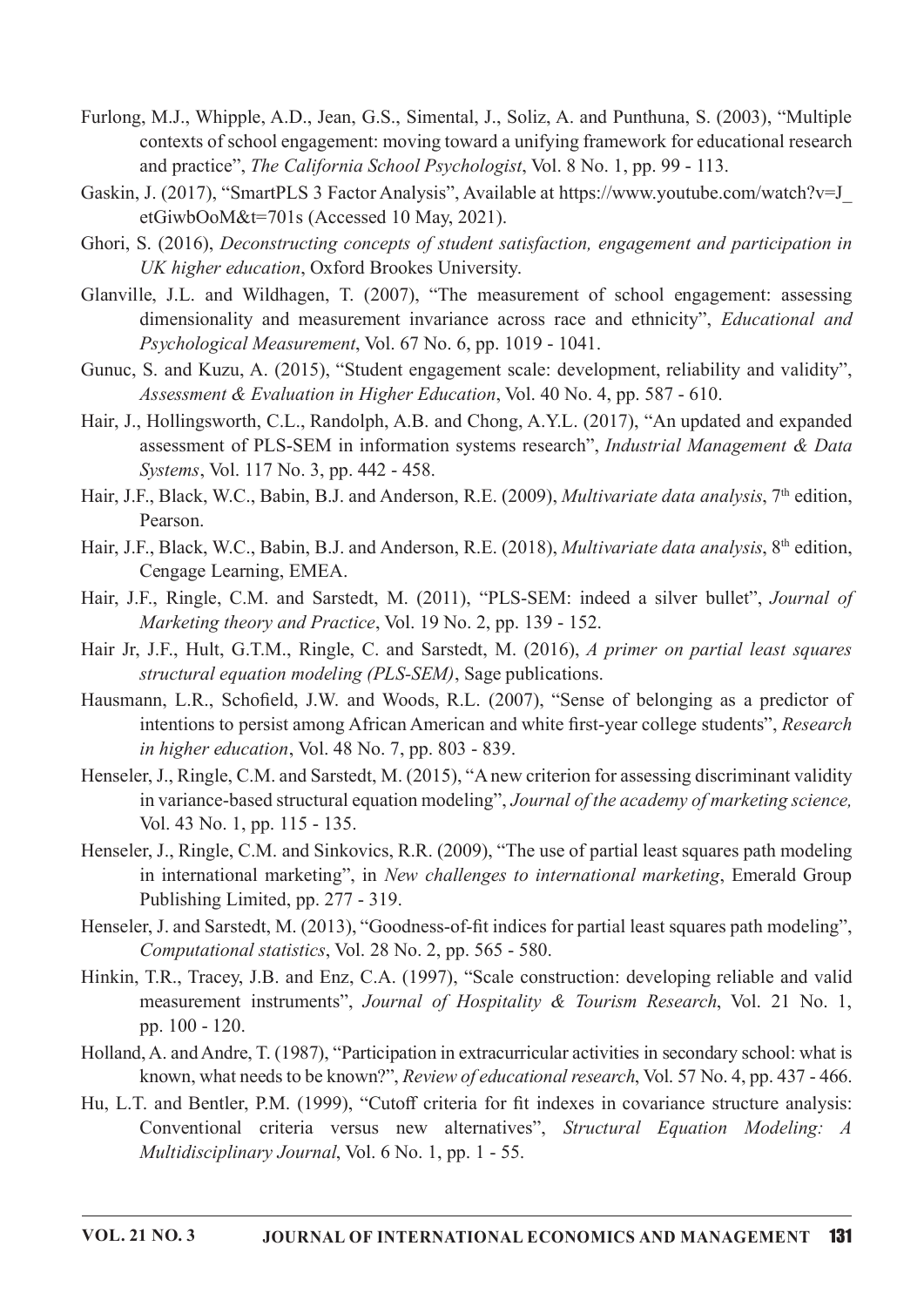Furlong, M.J., Whipple, A.D., Jean, G.S., Simental, J., Soliz, A. and Punthuna, S. (2003), "Multiple contexts of school engagement: moving toward a unifying framework for educational research and practice", *The California School Psychologist*, Vol. 8 No. 1, pp. 99 - 113.

Gaskin, J. (2017), "SmartPLS 3 Factor Analysis", Available at https://www.youtube.com/watch?v=J_etGiwbOoM&t=701s (Accessed 10 May, 2021).

Ghori, S. (2016), *Deconstructing concepts of student satisfaction, engagement and participation in UK higher education*, Oxford Brookes University.

Glanville, J.L. and Wildhagen, T. (2007), "The measurement of school engagement: assessing dimensionality and measurement invariance across race and ethnicity", *Educational and Psychological Measurement*, Vol. 67 No. 6, pp. 1019 - 1041.

Gunuc, S. and Kuzu, A. (2015), "Student engagement scale: development, reliability and validity", *Assessment & Evaluation in Higher Education*, Vol. 40 No. 4, pp. 587 - 610.

Hair, J., Hollingsworth, C.L., Randolph, A.B. and Chong, A.Y.L. (2017), "An updated and expanded assessment of PLS-SEM in information systems research", *Industrial Management & Data Systems*, Vol. 117 No. 3, pp. 442 - 458.

Hair, J.F., Black, W.C., Babin, B.J. and Anderson, R.E. (2009), *Multivariate data analysis*, 7th edition, Pearson.

Hair, J.F., Black, W.C., Babin, B.J. and Anderson, R.E. (2018), *Multivariate data analysis*, 8th edition, Cengage Learning, EMEA.

Hair, J.F., Ringle, C.M. and Sarstedt, M. (2011), "PLS-SEM: indeed a silver bullet", *Journal of Marketing theory and Practice*, Vol. 19 No. 2, pp. 139 - 152.

Hair Jr, J.F., Hult, G.T.M., Ringle, C. and Sarstedt, M. (2016), *A primer on partial least squares structural equation modeling (PLS-SEM)*, Sage publications.

Hausmann, L.R., Schofield, J.W. and Woods, R.L. (2007), "Sense of belonging as a predictor of intentions to persist among African American and white first-year college students", *Research in higher education*, Vol. 48 No. 7, pp. 803 - 839.

Henseler, J., Ringle, C.M. and Sarstedt, M. (2015), "A new criterion for assessing discriminant validity in variance-based structural equation modeling", *Journal of the academy of marketing science,* Vol. 43 No. 1, pp. 115 - 135.

Henseler, J., Ringle, C.M. and Sinkovics, R.R. (2009), "The use of partial least squares path modeling in international marketing", in *New challenges to international marketing*, Emerald Group Publishing Limited, pp. 277 - 319.

Henseler, J. and Sarstedt, M. (2013), "Goodness-of-fit indices for partial least squares path modeling", *Computational statistics*, Vol. 28 No. 2, pp. 565 - 580.

Hinkin, T.R., Tracey, J.B. and Enz, C.A. (1997), "Scale construction: developing reliable and valid measurement instruments", *Journal of Hospitality & Tourism Research*, Vol. 21 No. 1, pp. 100 - 120.

Holland, A. and Andre, T. (1987), "Participation in extracurricular activities in secondary school: what is known, what needs to be known?", *Review of educational research*, Vol. 57 No. 4, pp. 437 - 466.

Hu, L.T. and Bentler, P.M. (1999), "Cutoff criteria for fit indexes in covariance structure analysis: Conventional criteria versus new alternatives", *Structural Equation Modeling: A Multidisciplinary Journal*, Vol. 6 No. 1, pp. 1 - 55.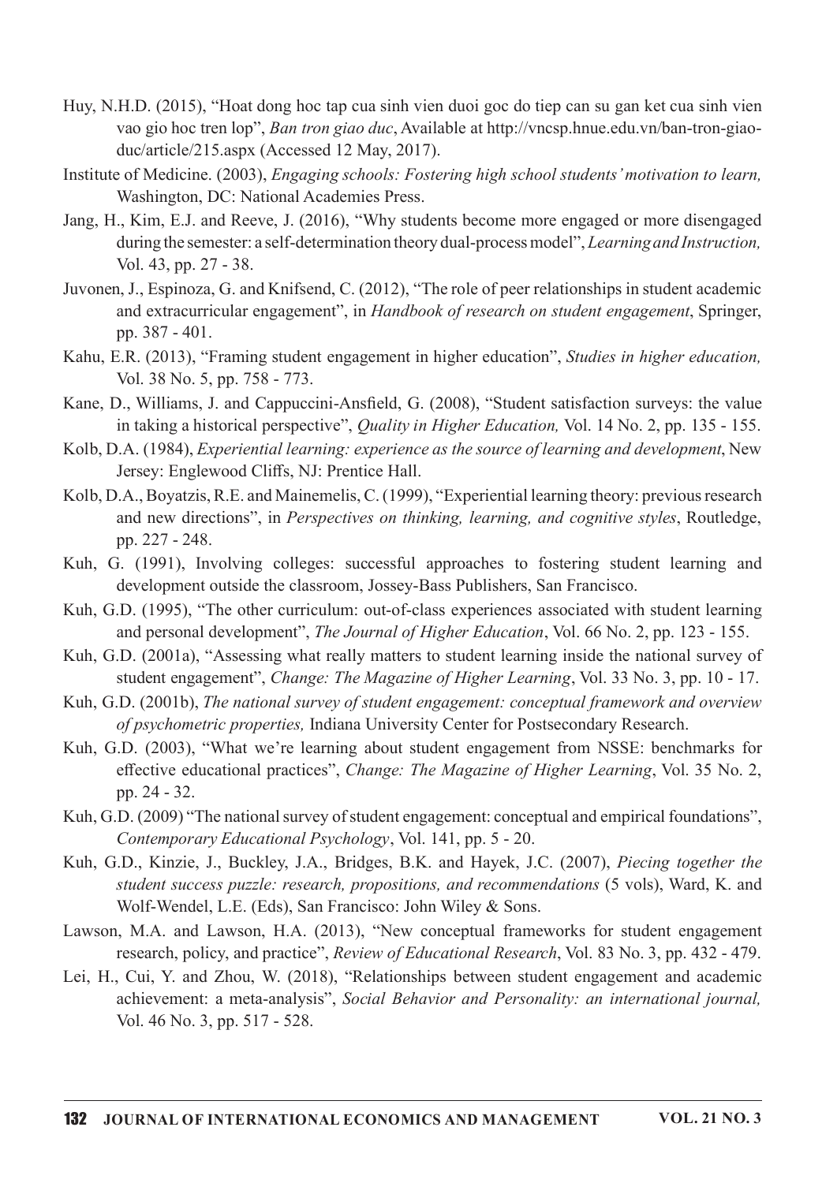Huy, N.H.D. (2015), "Hoat dong hoc tap cua sinh vien duoi goc do tiep can su gan ket cua sinh vien vao gio hoc tren lop", *Ban tron giao duc*, Available at http://vncsp.hnue.edu.vn/ban-tron-giao-duc/article/215.aspx (Accessed 12 May, 2017).

Institute of Medicine. (2003), *Engaging schools: Fostering high school students' motivation to learn,* Washington, DC: National Academies Press.

Jang, H., Kim, E.J. and Reeve, J. (2016), "Why students become more engaged or more disengaged during the semester: a self-determination theory dual-process model", *Learning and Instruction,* Vol. 43, pp. 27 - 38.

Juvonen, J., Espinoza, G. and Knifsend, C. (2012), "The role of peer relationships in student academic and extracurricular engagement", in *Handbook of research on student engagement*, Springer, pp. 387 - 401.

Kahu, E.R. (2013), "Framing student engagement in higher education", *Studies in higher education,* Vol. 38 No. 5, pp. 758 - 773.

Kane, D., Williams, J. and Cappuccini-Ansfield, G. (2008), "Student satisfaction surveys: the value in taking a historical perspective", *Quality in Higher Education,* Vol. 14 No. 2, pp. 135 - 155.

Kolb, D.A. (1984), *Experiential learning: experience as the source of learning and development*, New Jersey: Englewood Cliffs, NJ: Prentice Hall.

Kolb, D.A., Boyatzis, R.E. and Mainemelis, C. (1999), "Experiential learning theory: previous research and new directions", in *Perspectives on thinking, learning, and cognitive styles*, Routledge, pp. 227 - 248.

Kuh, G. (1991), Involving colleges: successful approaches to fostering student learning and development outside the classroom, Jossey-Bass Publishers, San Francisco.

Kuh, G.D. (1995), "The other curriculum: out-of-class experiences associated with student learning and personal development", *The Journal of Higher Education*, Vol. 66 No. 2, pp. 123 - 155.

Kuh, G.D. (2001a), "Assessing what really matters to student learning inside the national survey of student engagement", *Change: The Magazine of Higher Learning*, Vol. 33 No. 3, pp. 10 - 17.

Kuh, G.D. (2001b), *The national survey of student engagement: conceptual framework and overview of psychometric properties,* Indiana University Center for Postsecondary Research.

Kuh, G.D. (2003), "What we're learning about student engagement from NSSE: benchmarks for effective educational practices", *Change: The Magazine of Higher Learning*, Vol. 35 No. 2, pp. 24 - 32.

Kuh, G.D. (2009) "The national survey of student engagement: conceptual and empirical foundations", *Contemporary Educational Psychology*, Vol. 141, pp. 5 - 20.

Kuh, G.D., Kinzie, J., Buckley, J.A., Bridges, B.K. and Hayek, J.C. (2007), *Piecing together the student success puzzle: research, propositions, and recommendations* (5 vols), Ward, K. and Wolf-Wendel, L.E. (Eds), San Francisco: John Wiley & Sons.

Lawson, M.A. and Lawson, H.A. (2013), "New conceptual frameworks for student engagement research, policy, and practice", *Review of Educational Research*, Vol. 83 No. 3, pp. 432 - 479.

Lei, H., Cui, Y. and Zhou, W. (2018), "Relationships between student engagement and academic achievement: a meta-analysis", *Social Behavior and Personality: an international journal,* Vol. 46 No. 3, pp. 517 - 528.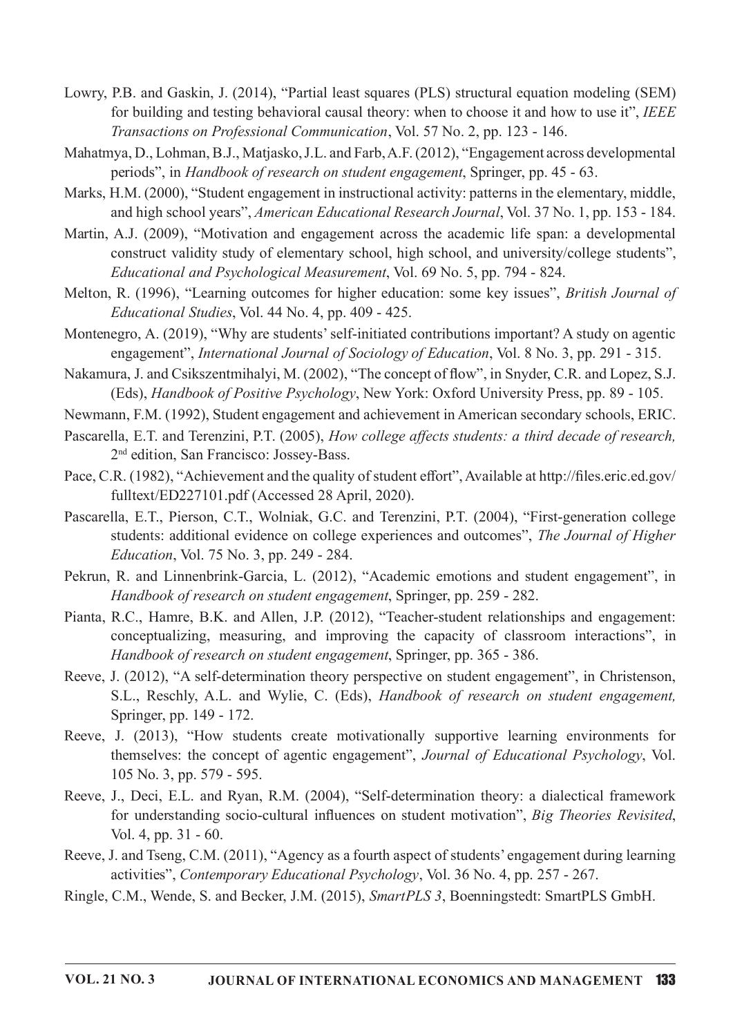Lowry, P.B. and Gaskin, J. (2014), "Partial least squares (PLS) structural equation modeling (SEM) for building and testing behavioral causal theory: when to choose it and how to use it", *IEEE Transactions on Professional Communication*, Vol. 57 No. 2, pp. 123 - 146.

Mahatmya, D., Lohman, B.J., Matjasko, J.L. and Farb, A.F. (2012), "Engagement across developmental periods", in *Handbook of research on student engagement*, Springer, pp. 45 - 63.

Marks, H.M. (2000), "Student engagement in instructional activity: patterns in the elementary, middle, and high school years", *American Educational Research Journal*, Vol. 37 No. 1, pp. 153 - 184.

Martin, A.J. (2009), "Motivation and engagement across the academic life span: a developmental construct validity study of elementary school, high school, and university/college students", *Educational and Psychological Measurement*, Vol. 69 No. 5, pp. 794 - 824.

Melton, R. (1996), "Learning outcomes for higher education: some key issues", *British Journal of Educational Studies*, Vol. 44 No. 4, pp. 409 - 425.

Montenegro, A. (2019), "Why are students' self-initiated contributions important? A study on agentic engagement", *International Journal of Sociology of Education*, Vol. 8 No. 3, pp. 291 - 315.

Nakamura, J. and Csikszentmihalyi, M. (2002), "The concept of flow", in Snyder, C.R. and Lopez, S.J. (Eds), *Handbook of Positive Psychology*, New York: Oxford University Press, pp. 89 - 105.

Newmann, F.M. (1992), Student engagement and achievement in American secondary schools, ERIC.

Pascarella, E.T. and Terenzini, P.T. (2005), *How college affects students: a third decade of research,* 2nd edition, San Francisco: Jossey-Bass.

Pace, C.R. (1982), "Achievement and the quality of student effort", Available at http://files.eric.ed.gov/fulltext/ED227101.pdf (Accessed 28 April, 2020).

Pascarella, E.T., Pierson, C.T., Wolniak, G.C. and Terenzini, P.T. (2004), "First-generation college students: additional evidence on college experiences and outcomes", *The Journal of Higher Education*, Vol. 75 No. 3, pp. 249 - 284.

Pekrun, R. and Linnenbrink-Garcia, L. (2012), "Academic emotions and student engagement", in *Handbook of research on student engagement*, Springer, pp. 259 - 282.

Pianta, R.C., Hamre, B.K. and Allen, J.P. (2012), "Teacher-student relationships and engagement: conceptualizing, measuring, and improving the capacity of classroom interactions", in *Handbook of research on student engagement*, Springer, pp. 365 - 386.

Reeve, J. (2012), "A self-determination theory perspective on student engagement", in Christenson, S.L., Reschly, A.L. and Wylie, C. (Eds), *Handbook of research on student engagement,* Springer, pp. 149 - 172.

Reeve, J. (2013), "How students create motivationally supportive learning environments for themselves: the concept of agentic engagement", *Journal of Educational Psychology*, Vol. 105 No. 3, pp. 579 - 595.

Reeve, J., Deci, E.L. and Ryan, R.M. (2004), "Self-determination theory: a dialectical framework for understanding socio-cultural influences on student motivation", *Big Theories Revisited*, Vol. 4, pp. 31 - 60.

Reeve, J. and Tseng, C.M. (2011), "Agency as a fourth aspect of students' engagement during learning activities", *Contemporary Educational Psychology*, Vol. 36 No. 4, pp. 257 - 267.

Ringle, C.M., Wende, S. and Becker, J.M. (2015), *SmartPLS 3*, Boenningstedt: SmartPLS GmbH.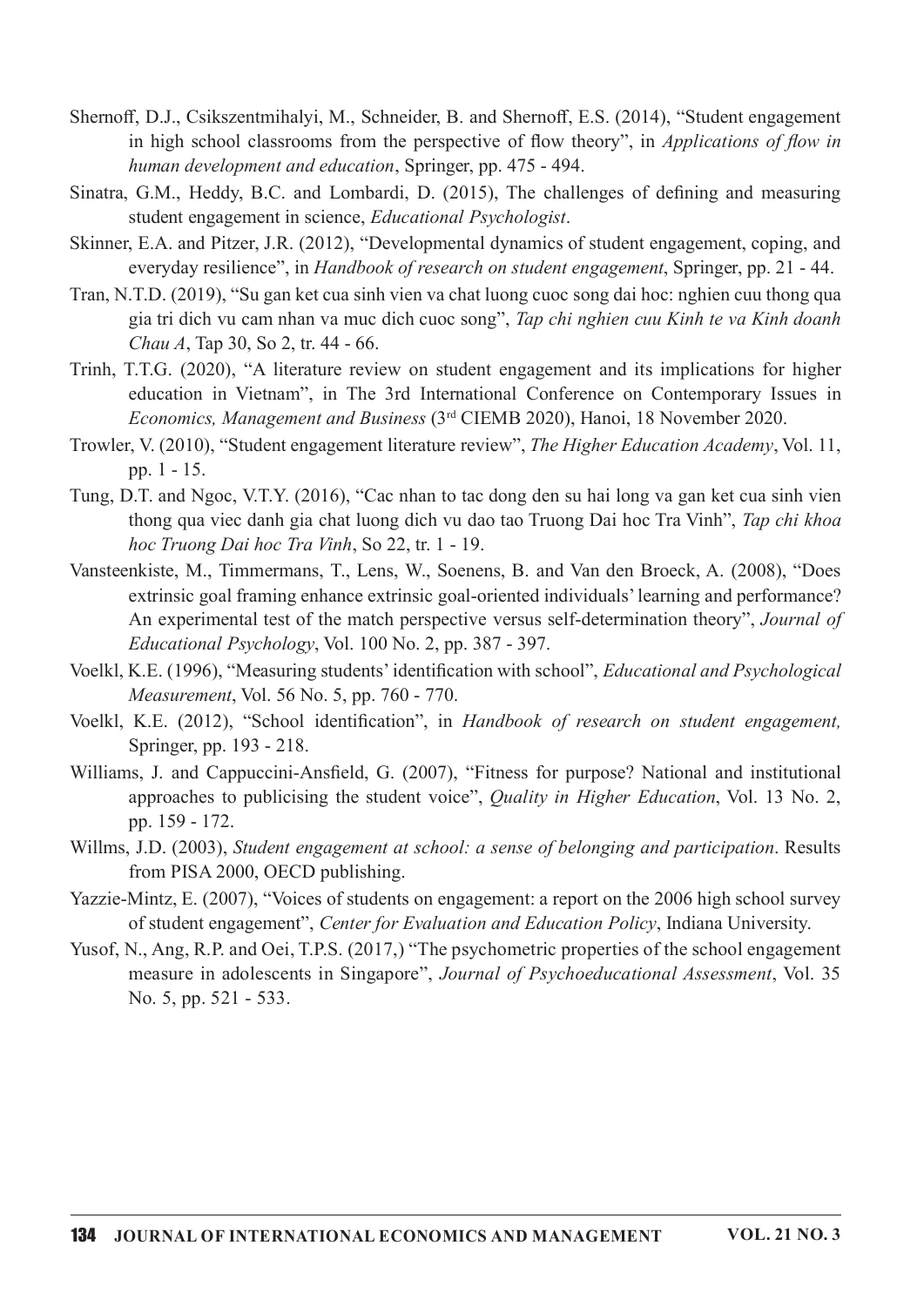Shernoff, D.J., Csikszentmihalyi, M., Schneider, B. and Shernoff, E.S. (2014), "Student engagement in high school classrooms from the perspective of flow theory", in *Applications of flow in human development and education*, Springer, pp. 475 - 494.

Sinatra, G.M., Heddy, B.C. and Lombardi, D. (2015), The challenges of defining and measuring student engagement in science, *Educational Psychologist*.

Skinner, E.A. and Pitzer, J.R. (2012), "Developmental dynamics of student engagement, coping, and everyday resilience", in *Handbook of research on student engagement*, Springer, pp. 21 - 44.

Tran, N.T.D. (2019), "Su gan ket cua sinh vien va chat luong cuoc song dai hoc: nghien cuu thong qua gia tri dich vu cam nhan va muc dich cuoc song", *Tap chi nghien cuu Kinh te va Kinh doanh Chau A*, Tap 30, So 2, tr. 44 - 66.

Trinh, T.T.G. (2020), "A literature review on student engagement and its implications for higher education in Vietnam", in The 3rd International Conference on Contemporary Issues in *Economics, Management and Business* (3rd CIEMB 2020), Hanoi, 18 November 2020.

Trowler, V. (2010), "Student engagement literature review", *The Higher Education Academy*, Vol. 11, pp. 1 - 15.

Tung, D.T. and Ngoc, V.T.Y. (2016), "Cac nhan to tac dong den su hai long va gan ket cua sinh vien thong qua viec danh gia chat luong dich vu dao tao Truong Dai hoc Tra Vinh", *Tap chi khoa hoc Truong Dai hoc Tra Vinh*, So 22, tr. 1 - 19.

Vansteenkiste, M., Timmermans, T., Lens, W., Soenens, B. and Van den Broeck, A. (2008), "Does extrinsic goal framing enhance extrinsic goal-oriented individuals' learning and performance? An experimental test of the match perspective versus self-determination theory", *Journal of Educational Psychology*, Vol. 100 No. 2, pp. 387 - 397.

Voelkl, K.E. (1996), "Measuring students' identification with school", *Educational and Psychological Measurement*, Vol. 56 No. 5, pp. 760 - 770.

Voelkl, K.E. (2012), "School identification", in *Handbook of research on student engagement,* Springer, pp. 193 - 218.

Williams, J. and Cappuccini-Ansfield, G. (2007), "Fitness for purpose? National and institutional approaches to publicising the student voice", *Quality in Higher Education*, Vol. 13 No. 2, pp. 159 - 172.

Willms, J.D. (2003), *Student engagement at school: a sense of belonging and participation*. Results from PISA 2000, OECD publishing.

Yazzie-Mintz, E. (2007), "Voices of students on engagement: a report on the 2006 high school survey of student engagement", *Center for Evaluation and Education Policy*, Indiana University.

Yusof, N., Ang, R.P. and Oei, T.P.S. (2017,) "The psychometric properties of the school engagement measure in adolescents in Singapore", *Journal of Psychoeducational Assessment*, Vol. 35 No. 5, pp. 521 - 533.